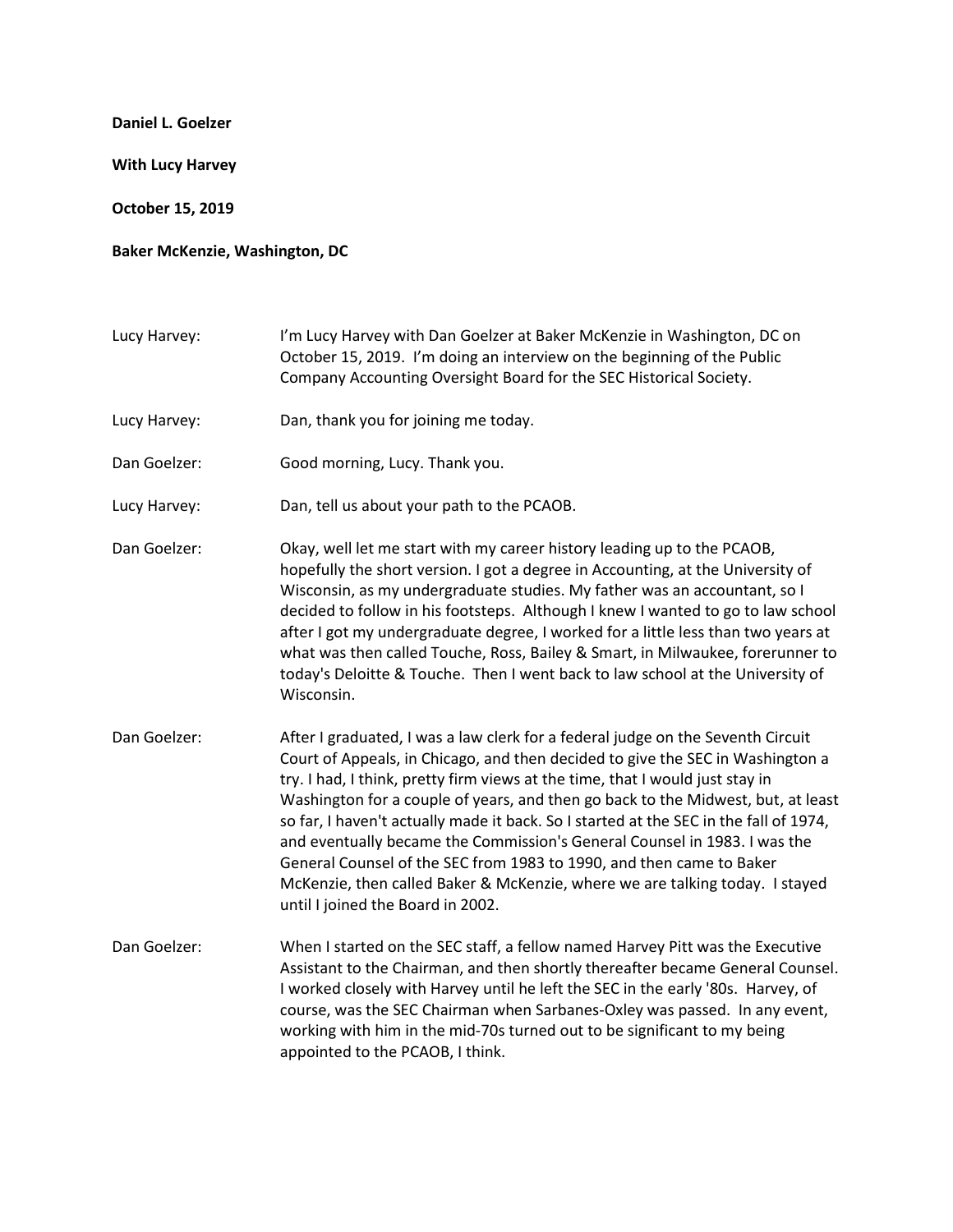**Daniel L. Goelzer**

**With Lucy Harvey**

**October 15, 2019**

**Baker McKenzie, Washington, DC**

Lucy Harvey: I'm Lucy Harvey with Dan Goelzer at Baker McKenzie in Washington, DC on October 15, 2019. I'm doing an interview on the beginning of the Public Company Accounting Oversight Board for the SEC Historical Society.

Lucy Harvey: Dan, thank you for joining me today.

Dan Goelzer: Good morning, Lucy. Thank you.

Lucy Harvey: Dan, tell us about your path to the PCAOB.

Dan Goelzer: Okay, well let me start with my career history leading up to the PCAOB, hopefully the short version. I got a degree in Accounting, at the University of Wisconsin, as my undergraduate studies. My father was an accountant, so I decided to follow in his footsteps. Although I knew I wanted to go to law school after I got my undergraduate degree, I worked for a little less than two years at what was then called Touche, Ross, Bailey & Smart, in Milwaukee, forerunner to today's Deloitte & Touche. Then I went back to law school at the University of Wisconsin.

Dan Goelzer: After I graduated, I was a law clerk for a federal judge on the Seventh Circuit Court of Appeals, in Chicago, and then decided to give the SEC in Washington a try. I had, I think, pretty firm views at the time, that I would just stay in Washington for a couple of years, and then go back to the Midwest, but, at least so far, I haven't actually made it back. So I started at the SEC in the fall of 1974, and eventually became the Commission's General Counsel in 1983. I was the General Counsel of the SEC from 1983 to 1990, and then came to Baker McKenzie, then called Baker & McKenzie, where we are talking today. I stayed until I joined the Board in 2002.

Dan Goelzer: When I started on the SEC staff, a fellow named Harvey Pitt was the Executive Assistant to the Chairman, and then shortly thereafter became General Counsel. I worked closely with Harvey until he left the SEC in the early '80s. Harvey, of course, was the SEC Chairman when Sarbanes-Oxley was passed. In any event, working with him in the mid-70s turned out to be significant to my being appointed to the PCAOB, I think.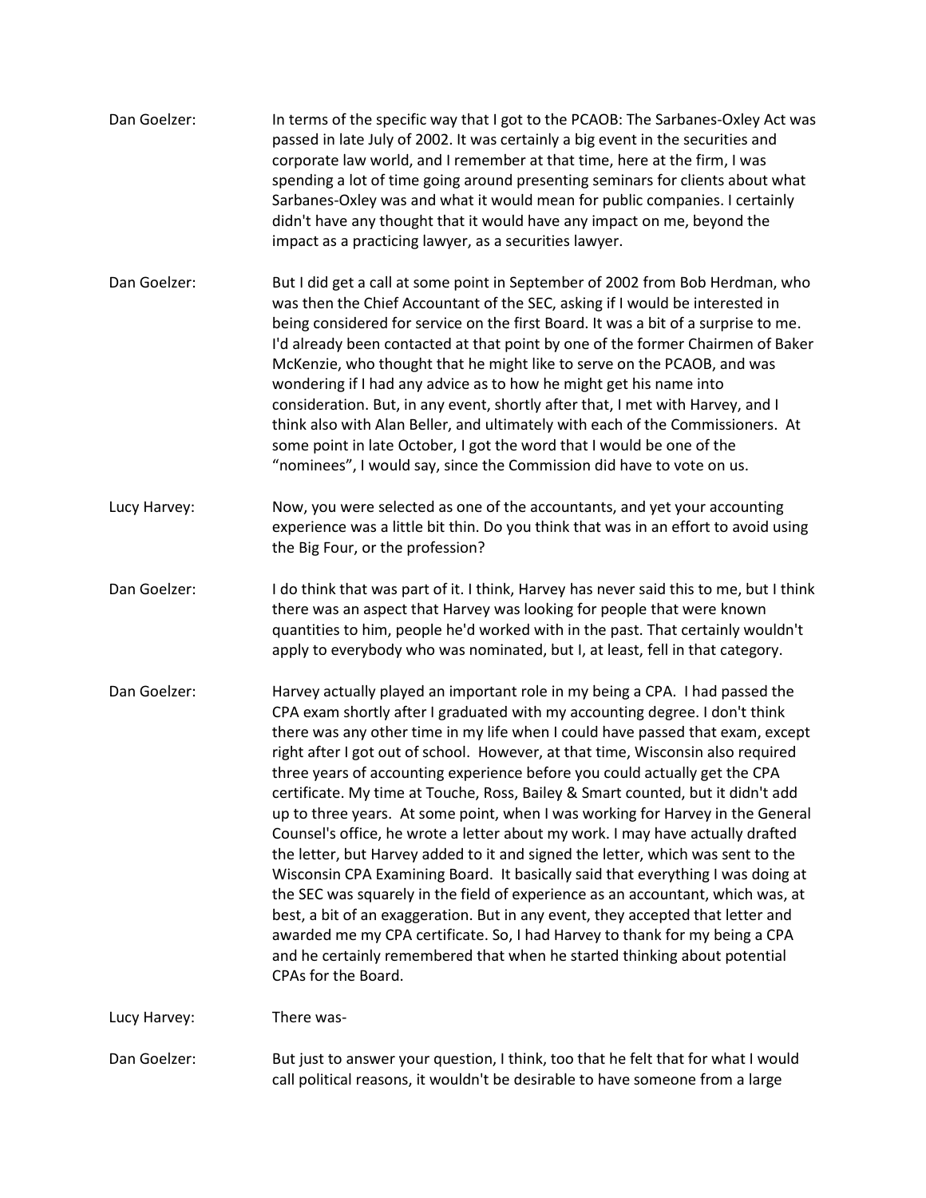**Dan Goelzer:** In terms of the specific way that I got to the PCAOB: The Sarbanes-Oxley Act was passed in late July of 2002. It was certainly a big event in the securities and corporate law world, and I remember at that time, here at the firm, I was spending a lot of time going around presenting seminars for clients about what Sarbanes-Oxley was and what it would mean for public companies. I certainly didn't have any thought that it would have any impact on me, beyond the impact as a practicing lawyer, as a securities lawyer.

**Dan Goelzer:** But I did get a call at some point in September of 2002 from Bob Herdman, who was then the Chief Accountant of the SEC, asking if I would be interested in being considered for service on the first Board. It was a bit of a surprise to me. I'd already been contacted at that point by one of the former Chairmen of Baker McKenzie, who thought that he might like to serve on the PCAOB, and was wondering if I had any advice as to how he might get his name into consideration. But, in any event, shortly after that, I met with Harvey, and I think also with Alan Beller, and ultimately with each of the Commissioners. At some point in late October, I got the word that I would be one of the "nominees", I would say, since the Commission did have to vote on us.

**Lucy Harvey:** Now, you were selected as one of the accountants, and yet your accounting experience was a little bit thin. Do you think that was in an effort to avoid using the Big Four, or the profession?

**Dan Goelzer:** I do think that was part of it. I think, Harvey has never said this to me, but I think there was an aspect that Harvey was looking for people that were known quantities to him, people he'd worked with in the past. That certainly wouldn't apply to everybody who was nominated, but I, at least, fell in that category.

**Dan Goelzer:** Harvey actually played an important role in my being a CPA. I had passed the CPA exam shortly after I graduated with my accounting degree. I don't think there was any other time in my life when I could have passed that exam, except right after I got out of school. However, at that time, Wisconsin also required three years of accounting experience before you could actually get the CPA certificate. My time at Touche, Ross, Bailey & Smart counted, but it didn't add up to three years. At some point, when I was working for Harvey in the General Counsel's office, he wrote a letter about my work. I may have actually drafted the letter, but Harvey added to it and signed the letter, which was sent to the Wisconsin CPA Examining Board. It basically said that everything I was doing at the SEC was squarely in the field of experience as an accountant, which was, at best, a bit of an exaggeration. But in any event, they accepted that letter and awarded me my CPA certificate. So, I had Harvey to thank for my being a CPA and he certainly remembered that when he started thinking about potential CPAs for the Board.

**Lucy Harvey:** There was-

**Dan Goelzer:** But just to answer your question, I think, too that he felt that for what I would call political reasons, it wouldn't be desirable to have someone from a large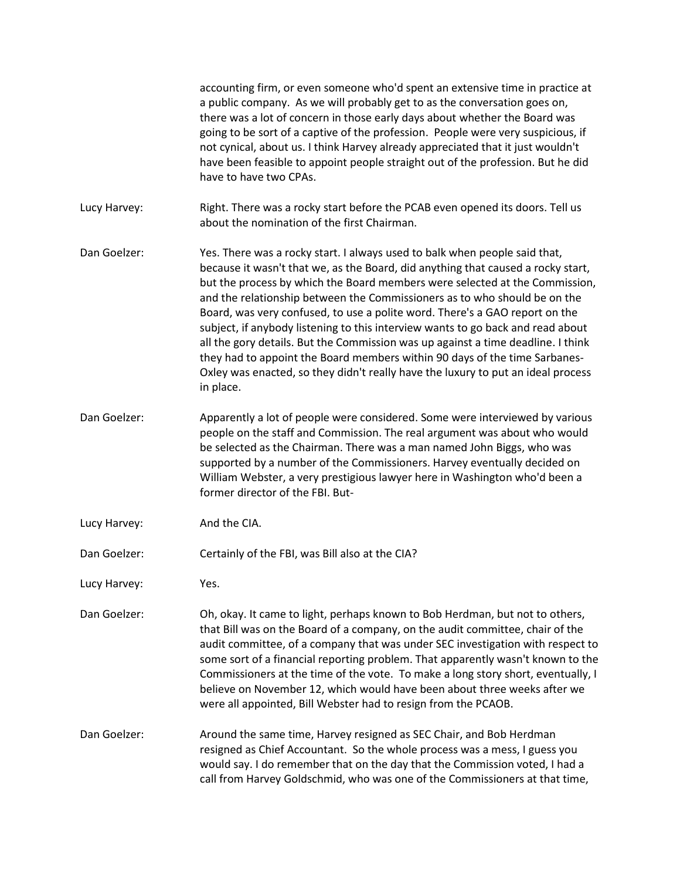accounting firm, or even someone who'd spent an extensive time in practice at a public company. As we will probably get to as the conversation goes on, there was a lot of concern in those early days about whether the Board was going to be sort of a captive of the profession. People were very suspicious, if not cynical, about us. I think Harvey already appreciated that it just wouldn't have been feasible to appoint people straight out of the profession. But he did have to have two CPAs.

Lucy Harvey: Right. There was a rocky start before the PCAB even opened its doors. Tell us about the nomination of the first Chairman.

Dan Goelzer: Yes. There was a rocky start. I always used to balk when people said that, because it wasn't that we, as the Board, did anything that caused a rocky start, but the process by which the Board members were selected at the Commission, and the relationship between the Commissioners as to who should be on the Board, was very confused, to use a polite word. There's a GAO report on the subject, if anybody listening to this interview wants to go back and read about all the gory details. But the Commission was up against a time deadline. I think they had to appoint the Board members within 90 days of the time Sarbanes-Oxley was enacted, so they didn't really have the luxury to put an ideal process in place.

Dan Goelzer: Apparently a lot of people were considered. Some were interviewed by various people on the staff and Commission. The real argument was about who would be selected as the Chairman. There was a man named John Biggs, who was supported by a number of the Commissioners. Harvey eventually decided on William Webster, a very prestigious lawyer here in Washington who'd been a former director of the FBI. But-

Lucy Harvey: And the CIA.

Dan Goelzer: Certainly of the FBI, was Bill also at the CIA?

Lucy Harvey: Yes.

Dan Goelzer: Oh, okay. It came to light, perhaps known to Bob Herdman, but not to others, that Bill was on the Board of a company, on the audit committee, chair of the audit committee, of a company that was under SEC investigation with respect to some sort of a financial reporting problem. That apparently wasn't known to the Commissioners at the time of the vote. To make a long story short, eventually, I believe on November 12, which would have been about three weeks after we were all appointed, Bill Webster had to resign from the PCAOB.

Dan Goelzer: Around the same time, Harvey resigned as SEC Chair, and Bob Herdman resigned as Chief Accountant. So the whole process was a mess, I guess you would say. I do remember that on the day that the Commission voted, I had a call from Harvey Goldschmid, who was one of the Commissioners at that time,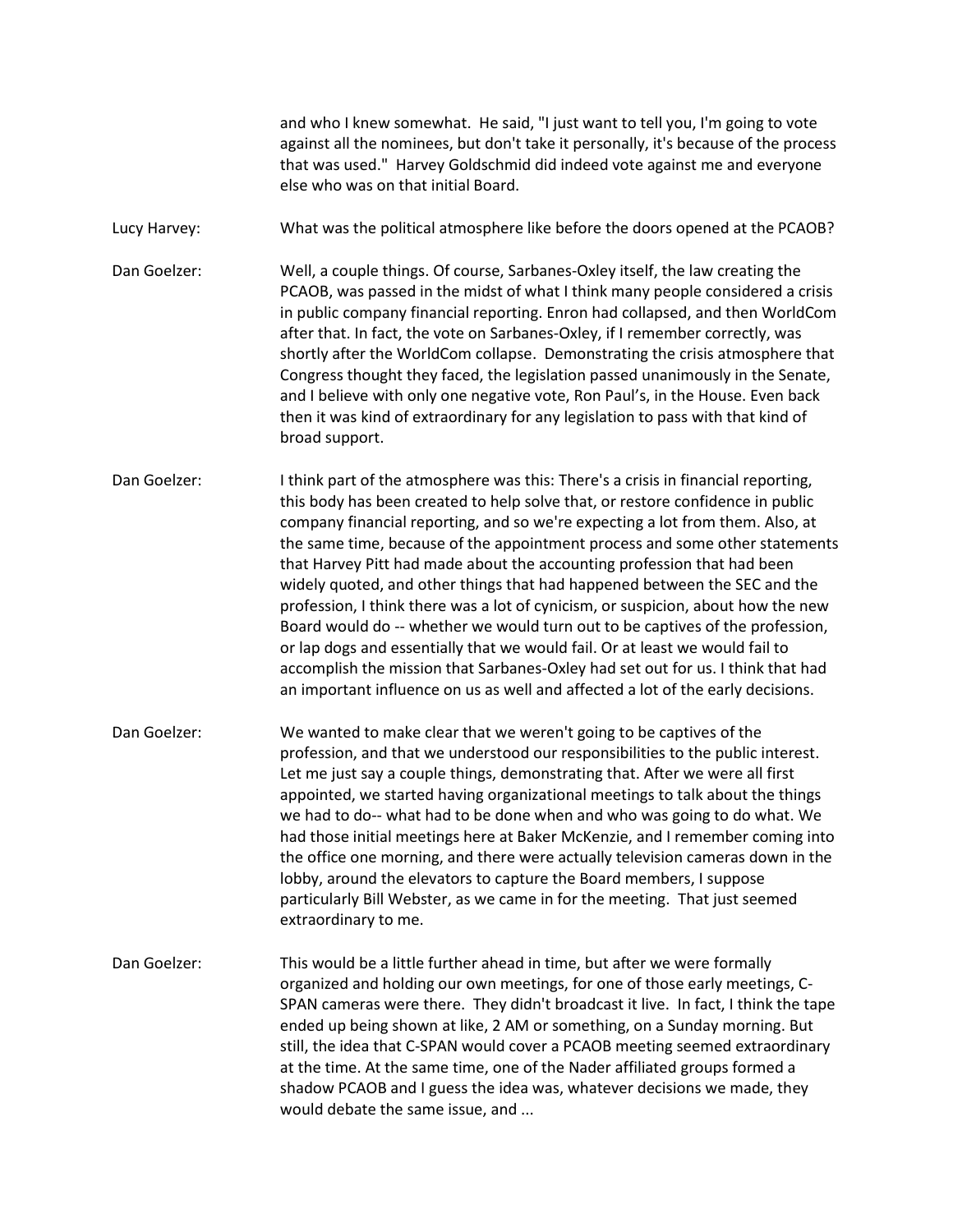and who I knew somewhat. He said, "I just want to tell you, I'm going to vote against all the nominees, but don't take it personally, it's because of the process that was used." Harvey Goldschmid did indeed vote against me and everyone else who was on that initial Board.

Lucy Harvey: What was the political atmosphere like before the doors opened at the PCAOB?

Dan Goelzer: Well, a couple things. Of course, Sarbanes-Oxley itself, the law creating the PCAOB, was passed in the midst of what I think many people considered a crisis in public company financial reporting. Enron had collapsed, and then WorldCom after that. In fact, the vote on Sarbanes-Oxley, if I remember correctly, was shortly after the WorldCom collapse. Demonstrating the crisis atmosphere that Congress thought they faced, the legislation passed unanimously in the Senate, and I believe with only one negative vote, Ron Paul's, in the House. Even back then it was kind of extraordinary for any legislation to pass with that kind of broad support.

Dan Goelzer: I think part of the atmosphere was this: There's a crisis in financial reporting, this body has been created to help solve that, or restore confidence in public company financial reporting, and so we're expecting a lot from them. Also, at the same time, because of the appointment process and some other statements that Harvey Pitt had made about the accounting profession that had been widely quoted, and other things that had happened between the SEC and the profession, I think there was a lot of cynicism, or suspicion, about how the new Board would do -- whether we would turn out to be captives of the profession, or lap dogs and essentially that we would fail. Or at least we would fail to accomplish the mission that Sarbanes-Oxley had set out for us. I think that had an important influence on us as well and affected a lot of the early decisions.

Dan Goelzer: We wanted to make clear that we weren't going to be captives of the profession, and that we understood our responsibilities to the public interest. Let me just say a couple things, demonstrating that. After we were all first appointed, we started having organizational meetings to talk about the things we had to do-- what had to be done when and who was going to do what. We had those initial meetings here at Baker McKenzie, and I remember coming into the office one morning, and there were actually television cameras down in the lobby, around the elevators to capture the Board members, I suppose particularly Bill Webster, as we came in for the meeting. That just seemed extraordinary to me.

Dan Goelzer: This would be a little further ahead in time, but after we were formally organized and holding our own meetings, for one of those early meetings, C-SPAN cameras were there. They didn't broadcast it live. In fact, I think the tape ended up being shown at like, 2 AM or something, on a Sunday morning. But still, the idea that C-SPAN would cover a PCAOB meeting seemed extraordinary at the time. At the same time, one of the Nader affiliated groups formed a shadow PCAOB and I guess the idea was, whatever decisions we made, they would debate the same issue, and ...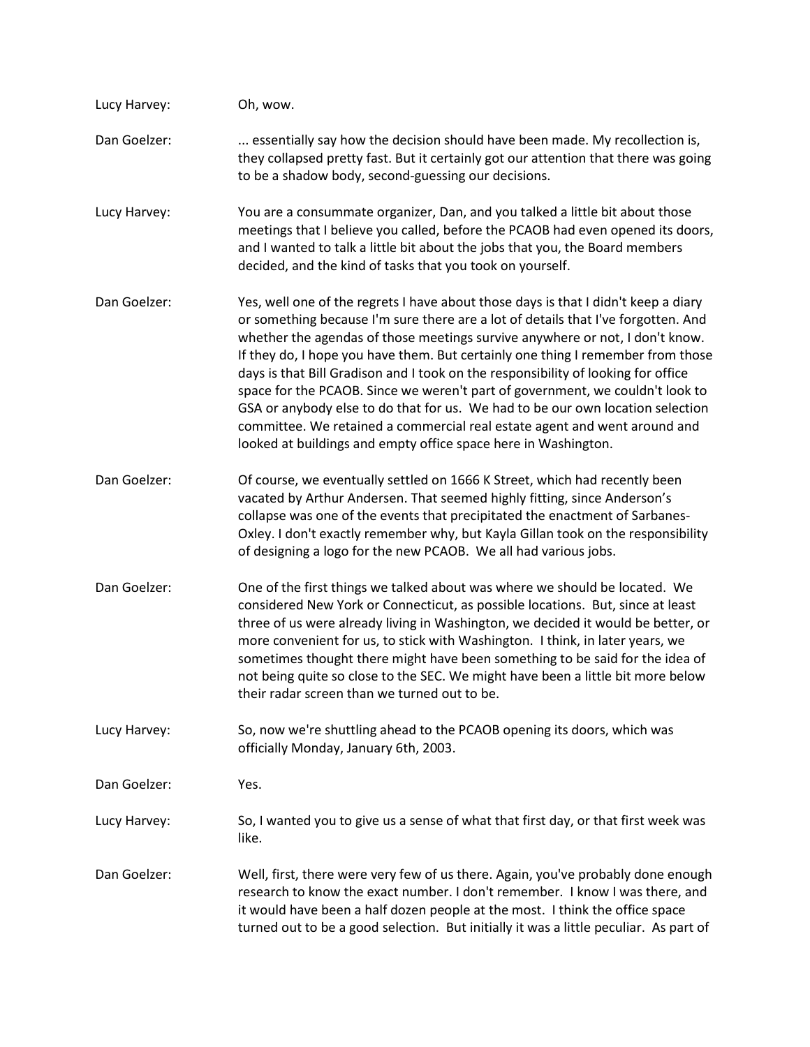Lucy Harvey: Oh, wow.

Dan Goelzer: ... essentially say how the decision should have been made. My recollection is, they collapsed pretty fast. But it certainly got our attention that there was going to be a shadow body, second-guessing our decisions.

Lucy Harvey: You are a consummate organizer, Dan, and you talked a little bit about those meetings that I believe you called, before the PCAOB had even opened its doors, and I wanted to talk a little bit about the jobs that you, the Board members decided, and the kind of tasks that you took on yourself.

Dan Goelzer: Yes, well one of the regrets I have about those days is that I didn't keep a diary or something because I'm sure there are a lot of details that I've forgotten. And whether the agendas of those meetings survive anywhere or not, I don't know. If they do, I hope you have them. But certainly one thing I remember from those days is that Bill Gradison and I took on the responsibility of looking for office space for the PCAOB. Since we weren't part of government, we couldn't look to GSA or anybody else to do that for us. We had to be our own location selection committee. We retained a commercial real estate agent and went around and looked at buildings and empty office space here in Washington.

Dan Goelzer: Of course, we eventually settled on 1666 K Street, which had recently been vacated by Arthur Andersen. That seemed highly fitting, since Anderson's collapse was one of the events that precipitated the enactment of Sarbanes-Oxley. I don't exactly remember why, but Kayla Gillan took on the responsibility of designing a logo for the new PCAOB. We all had various jobs.

Dan Goelzer: One of the first things we talked about was where we should be located. We considered New York or Connecticut, as possible locations. But, since at least three of us were already living in Washington, we decided it would be better, or more convenient for us, to stick with Washington. I think, in later years, we sometimes thought there might have been something to be said for the idea of not being quite so close to the SEC. We might have been a little bit more below their radar screen than we turned out to be.

Lucy Harvey: So, now we're shuttling ahead to the PCAOB opening its doors, which was officially Monday, January 6th, 2003.

Dan Goelzer: Yes.

Lucy Harvey: So, I wanted you to give us a sense of what that first day, or that first week was like.

Dan Goelzer: Well, first, there were very few of us there. Again, you've probably done enough research to know the exact number. I don't remember. I know I was there, and it would have been a half dozen people at the most. I think the office space turned out to be a good selection. But initially it was a little peculiar. As part of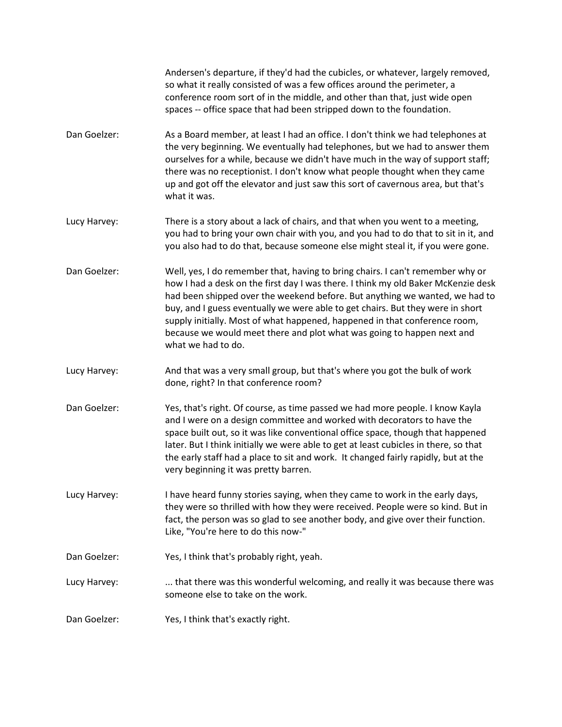Andersen's departure, if they'd had the cubicles, or whatever, largely removed, so what it really consisted of was a few offices around the perimeter, a conference room sort of in the middle, and other than that, just wide open spaces -- office space that had been stripped down to the foundation.

**Dan Goelzer:** As a Board member, at least I had an office. I don't think we had telephones at the very beginning. We eventually had telephones, but we had to answer them ourselves for a while, because we didn't have much in the way of support staff; there was no receptionist. I don't know what people thought when they came up and got off the elevator and just saw this sort of cavernous area, but that's what it was.

**Lucy Harvey:** There is a story about a lack of chairs, and that when you went to a meeting, you had to bring your own chair with you, and you had to do that to sit in it, and you also had to do that, because someone else might steal it, if you were gone.

**Dan Goelzer:** Well, yes, I do remember that, having to bring chairs. I can't remember why or how I had a desk on the first day I was there. I think my old Baker McKenzie desk had been shipped over the weekend before. But anything we wanted, we had to buy, and I guess eventually we were able to get chairs. But they were in short supply initially. Most of what happened, happened in that conference room, because we would meet there and plot what was going to happen next and what we had to do.

**Lucy Harvey:** And that was a very small group, but that's where you got the bulk of work done, right? In that conference room?

**Dan Goelzer:** Yes, that's right. Of course, as time passed we had more people. I know Kayla and I were on a design committee and worked with decorators to have the space built out, so it was like conventional office space, though that happened later. But I think initially we were able to get at least cubicles in there, so that the early staff had a place to sit and work. It changed fairly rapidly, but at the very beginning it was pretty barren.

**Lucy Harvey:** I have heard funny stories saying, when they came to work in the early days, they were so thrilled with how they were received. People were so kind. But in fact, the person was so glad to see another body, and give over their function. Like, "You're here to do this now-"

**Dan Goelzer:** Yes, I think that's probably right, yeah.

**Lucy Harvey:** ... that there was this wonderful welcoming, and really it was because there was someone else to take on the work.

**Dan Goelzer:** Yes, I think that's exactly right.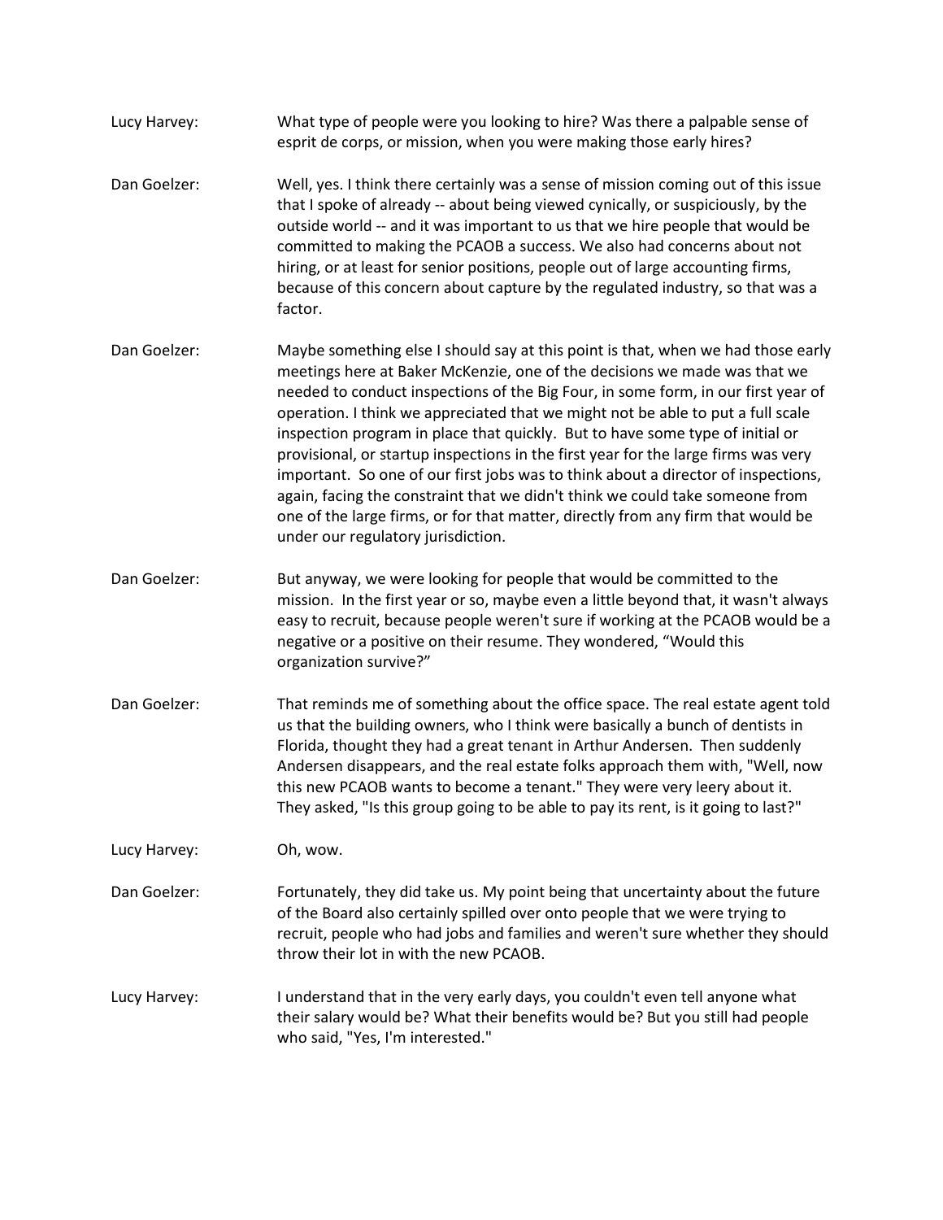Lucy Harvey: What type of people were you looking to hire? Was there a palpable sense of esprit de corps, or mission, when you were making those early hires?

Dan Goelzer: Well, yes. I think there certainly was a sense of mission coming out of this issue that I spoke of already -- about being viewed cynically, or suspiciously, by the outside world -- and it was important to us that we hire people that would be committed to making the PCAOB a success. We also had concerns about not hiring, or at least for senior positions, people out of large accounting firms, because of this concern about capture by the regulated industry, so that was a factor.

Dan Goelzer: Maybe something else I should say at this point is that, when we had those early meetings here at Baker McKenzie, one of the decisions we made was that we needed to conduct inspections of the Big Four, in some form, in our first year of operation. I think we appreciated that we might not be able to put a full scale inspection program in place that quickly. But to have some type of initial or provisional, or startup inspections in the first year for the large firms was very important. So one of our first jobs was to think about a director of inspections, again, facing the constraint that we didn't think we could take someone from one of the large firms, or for that matter, directly from any firm that would be under our regulatory jurisdiction.

Dan Goelzer: But anyway, we were looking for people that would be committed to the mission. In the first year or so, maybe even a little beyond that, it wasn't always easy to recruit, because people weren't sure if working at the PCAOB would be a negative or a positive on their resume. They wondered, "Would this organization survive?"

Dan Goelzer: That reminds me of something about the office space. The real estate agent told us that the building owners, who I think were basically a bunch of dentists in Florida, thought they had a great tenant in Arthur Andersen. Then suddenly Andersen disappears, and the real estate folks approach them with, "Well, now this new PCAOB wants to become a tenant." They were very leery about it. They asked, "Is this group going to be able to pay its rent, is it going to last?"

Lucy Harvey: Oh, wow.

Dan Goelzer: Fortunately, they did take us. My point being that uncertainty about the future of the Board also certainly spilled over onto people that we were trying to recruit, people who had jobs and families and weren't sure whether they should throw their lot in with the new PCAOB.

Lucy Harvey: I understand that in the very early days, you couldn't even tell anyone what their salary would be? What their benefits would be? But you still had people who said, "Yes, I'm interested."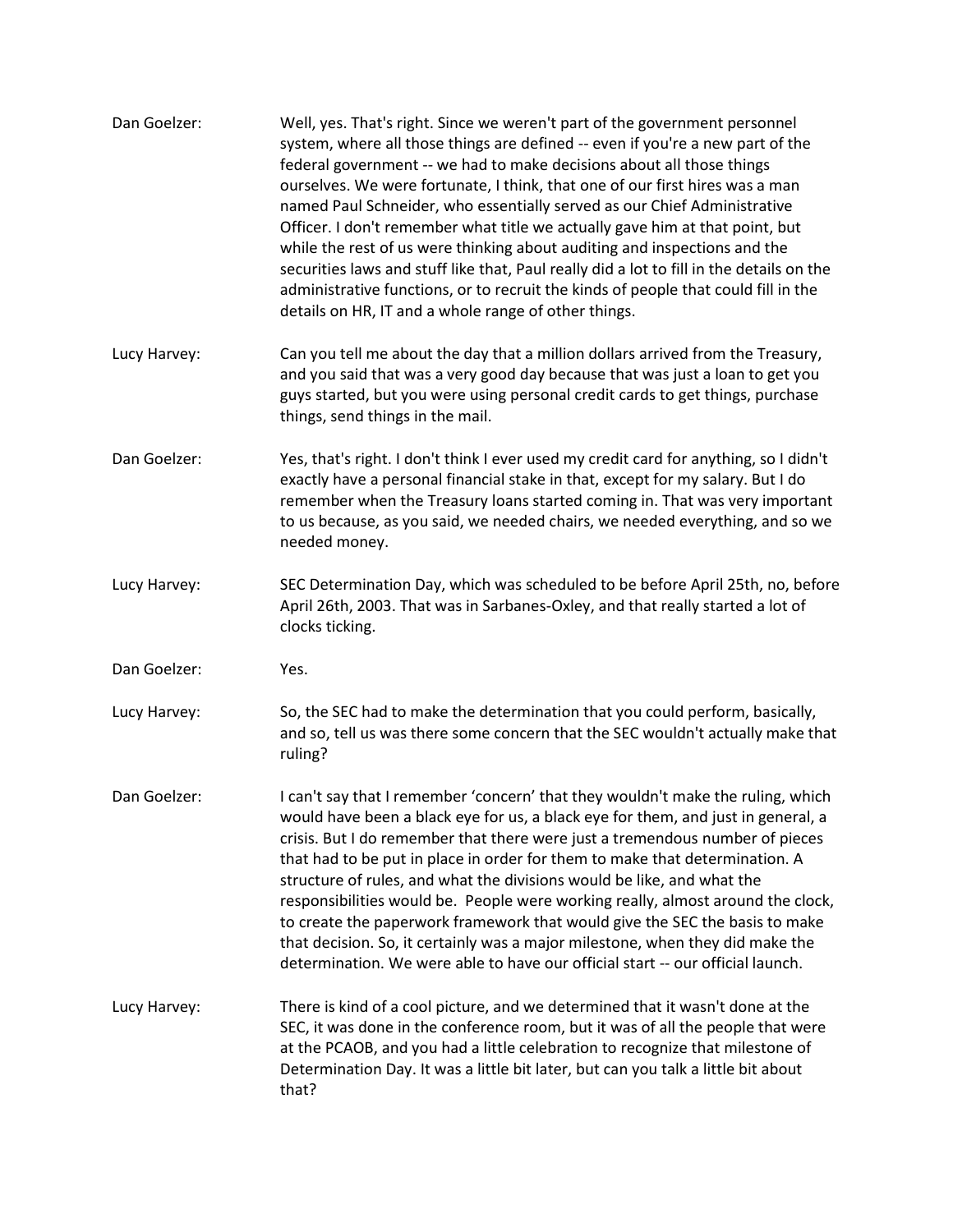Dan Goelzer: Well, yes. That's right. Since we weren't part of the government personnel system, where all those things are defined -- even if you're a new part of the federal government -- we had to make decisions about all those things ourselves. We were fortunate, I think, that one of our first hires was a man named Paul Schneider, who essentially served as our Chief Administrative Officer. I don't remember what title we actually gave him at that point, but while the rest of us were thinking about auditing and inspections and the securities laws and stuff like that, Paul really did a lot to fill in the details on the administrative functions, or to recruit the kinds of people that could fill in the details on HR, IT and a whole range of other things.

Lucy Harvey: Can you tell me about the day that a million dollars arrived from the Treasury, and you said that was a very good day because that was just a loan to get you guys started, but you were using personal credit cards to get things, purchase things, send things in the mail.

Dan Goelzer: Yes, that's right. I don't think I ever used my credit card for anything, so I didn't exactly have a personal financial stake in that, except for my salary. But I do remember when the Treasury loans started coming in. That was very important to us because, as you said, we needed chairs, we needed everything, and so we needed money.

Lucy Harvey: SEC Determination Day, which was scheduled to be before April 25th, no, before April 26th, 2003. That was in Sarbanes-Oxley, and that really started a lot of clocks ticking.

Dan Goelzer: Yes.

Lucy Harvey: So, the SEC had to make the determination that you could perform, basically, and so, tell us was there some concern that the SEC wouldn't actually make that ruling?

Dan Goelzer: I can't say that I remember 'concern' that they wouldn't make the ruling, which would have been a black eye for us, a black eye for them, and just in general, a crisis. But I do remember that there were just a tremendous number of pieces that had to be put in place in order for them to make that determination. A structure of rules, and what the divisions would be like, and what the responsibilities would be. People were working really, almost around the clock, to create the paperwork framework that would give the SEC the basis to make that decision. So, it certainly was a major milestone, when they did make the determination. We were able to have our official start -- our official launch.

Lucy Harvey: There is kind of a cool picture, and we determined that it wasn't done at the SEC, it was done in the conference room, but it was of all the people that were at the PCAOB, and you had a little celebration to recognize that milestone of Determination Day. It was a little bit later, but can you talk a little bit about that?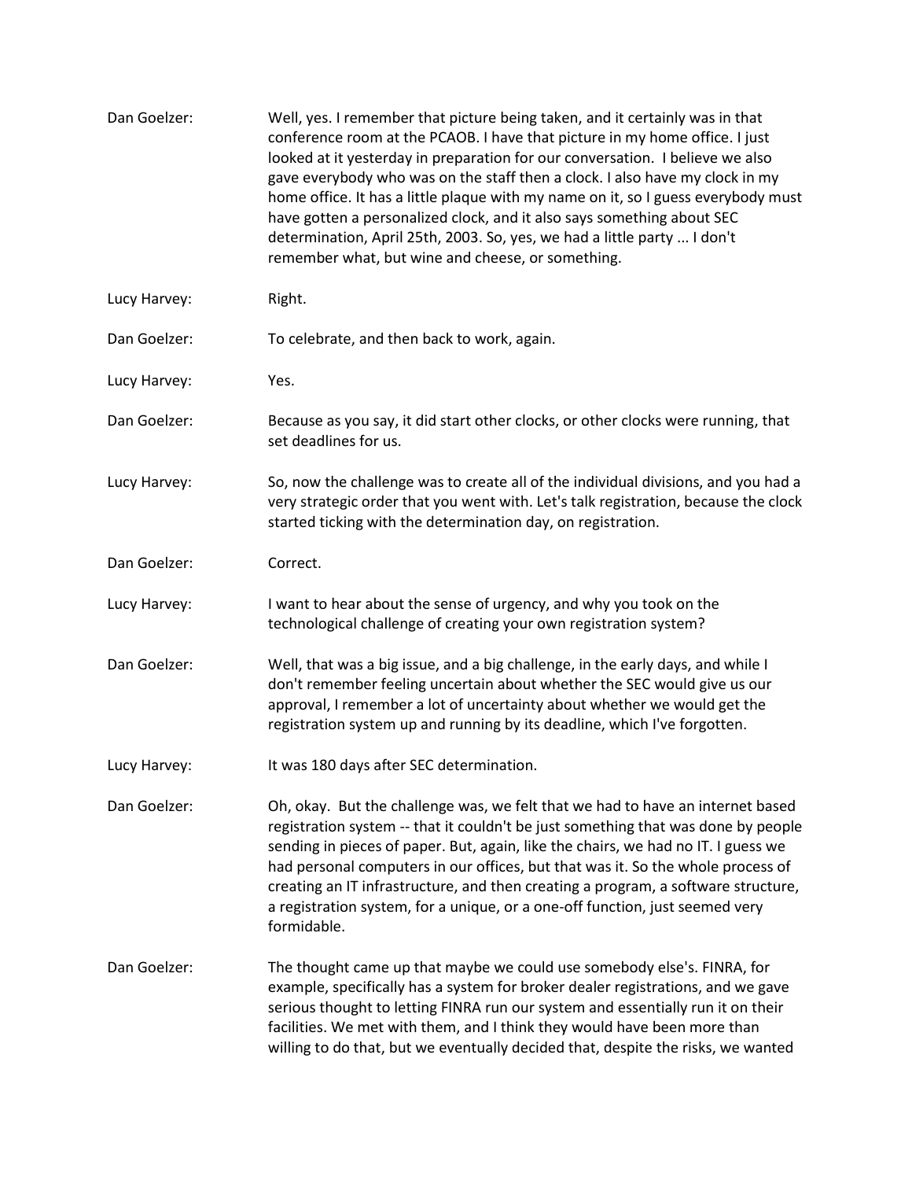Dan Goelzer: Well, yes. I remember that picture being taken, and it certainly was in that conference room at the PCAOB. I have that picture in my home office. I just looked at it yesterday in preparation for our conversation. I believe we also gave everybody who was on the staff then a clock. I also have my clock in my home office. It has a little plaque with my name on it, so I guess everybody must have gotten a personalized clock, and it also says something about SEC determination, April 25th, 2003. So, yes, we had a little party ... I don't remember what, but wine and cheese, or something.

Lucy Harvey: Right.

Dan Goelzer: To celebrate, and then back to work, again.

Lucy Harvey: Yes.

Dan Goelzer: Because as you say, it did start other clocks, or other clocks were running, that set deadlines for us.

Lucy Harvey: So, now the challenge was to create all of the individual divisions, and you had a very strategic order that you went with. Let's talk registration, because the clock started ticking with the determination day, on registration.

Dan Goelzer: Correct.

Lucy Harvey: I want to hear about the sense of urgency, and why you took on the technological challenge of creating your own registration system?

Dan Goelzer: Well, that was a big issue, and a big challenge, in the early days, and while I don't remember feeling uncertain about whether the SEC would give us our approval, I remember a lot of uncertainty about whether we would get the registration system up and running by its deadline, which I've forgotten.

Lucy Harvey: It was 180 days after SEC determination.

Dan Goelzer: Oh, okay. But the challenge was, we felt that we had to have an internet based registration system -- that it couldn't be just something that was done by people sending in pieces of paper. But, again, like the chairs, we had no IT. I guess we had personal computers in our offices, but that was it. So the whole process of creating an IT infrastructure, and then creating a program, a software structure, a registration system, for a unique, or a one-off function, just seemed very formidable.

Dan Goelzer: The thought came up that maybe we could use somebody else's. FINRA, for example, specifically has a system for broker dealer registrations, and we gave serious thought to letting FINRA run our system and essentially run it on their facilities. We met with them, and I think they would have been more than willing to do that, but we eventually decided that, despite the risks, we wanted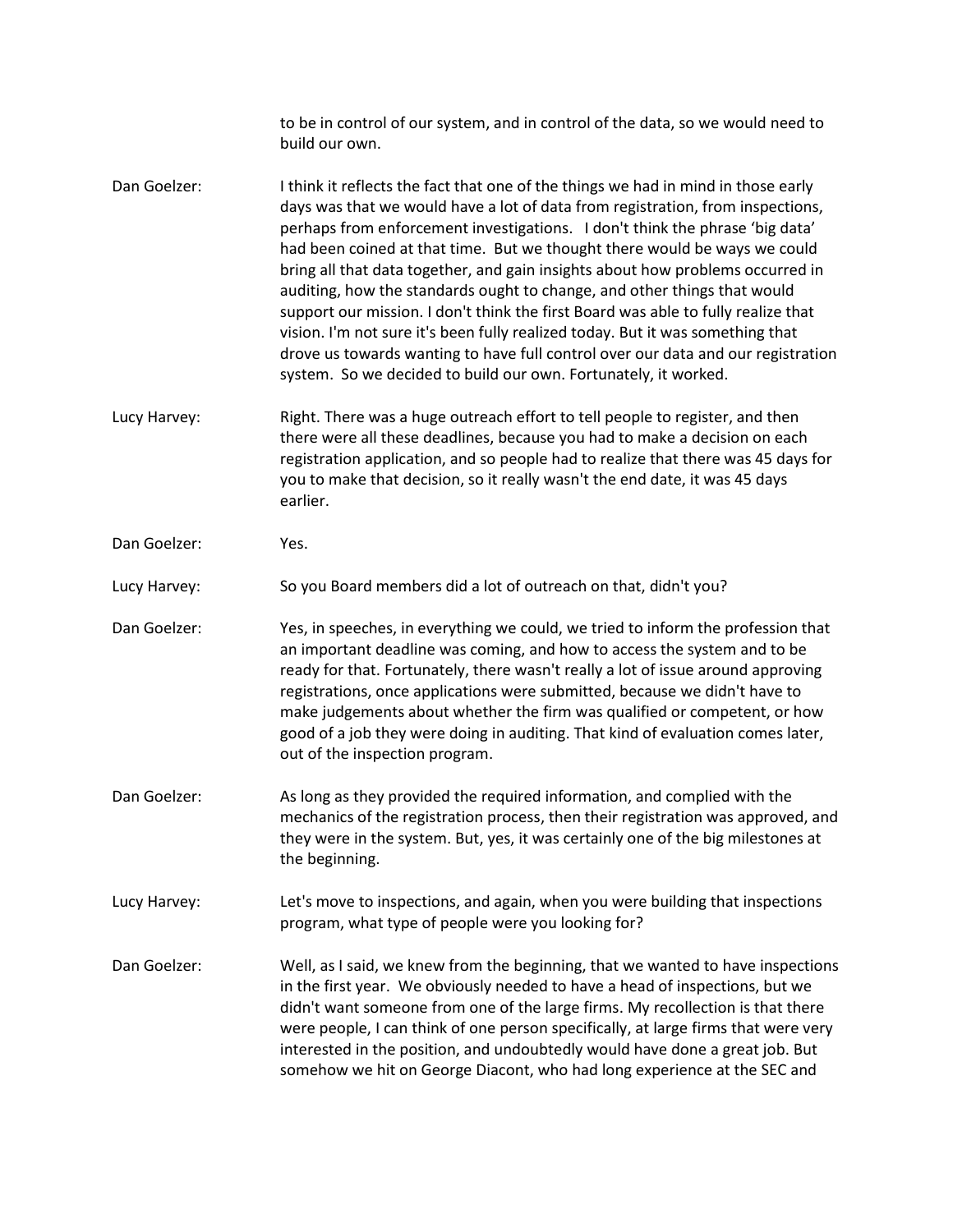to be in control of our system, and in control of the data, so we would need to build our own.

Dan Goelzer: I think it reflects the fact that one of the things we had in mind in those early days was that we would have a lot of data from registration, from inspections, perhaps from enforcement investigations. I don't think the phrase 'big data' had been coined at that time. But we thought there would be ways we could bring all that data together, and gain insights about how problems occurred in auditing, how the standards ought to change, and other things that would support our mission. I don't think the first Board was able to fully realize that vision. I'm not sure it's been fully realized today. But it was something that drove us towards wanting to have full control over our data and our registration system. So we decided to build our own. Fortunately, it worked.

Lucy Harvey: Right. There was a huge outreach effort to tell people to register, and then there were all these deadlines, because you had to make a decision on each registration application, and so people had to realize that there was 45 days for you to make that decision, so it really wasn't the end date, it was 45 days earlier.

Dan Goelzer: Yes.

Lucy Harvey: So you Board members did a lot of outreach on that, didn't you?

Dan Goelzer: Yes, in speeches, in everything we could, we tried to inform the profession that an important deadline was coming, and how to access the system and to be ready for that. Fortunately, there wasn't really a lot of issue around approving registrations, once applications were submitted, because we didn't have to make judgements about whether the firm was qualified or competent, or how good of a job they were doing in auditing. That kind of evaluation comes later, out of the inspection program.

Dan Goelzer: As long as they provided the required information, and complied with the mechanics of the registration process, then their registration was approved, and they were in the system. But, yes, it was certainly one of the big milestones at the beginning.

Lucy Harvey: Let's move to inspections, and again, when you were building that inspections program, what type of people were you looking for?

Dan Goelzer: Well, as I said, we knew from the beginning, that we wanted to have inspections in the first year. We obviously needed to have a head of inspections, but we didn't want someone from one of the large firms. My recollection is that there were people, I can think of one person specifically, at large firms that were very interested in the position, and undoubtedly would have done a great job. But somehow we hit on George Diacont, who had long experience at the SEC and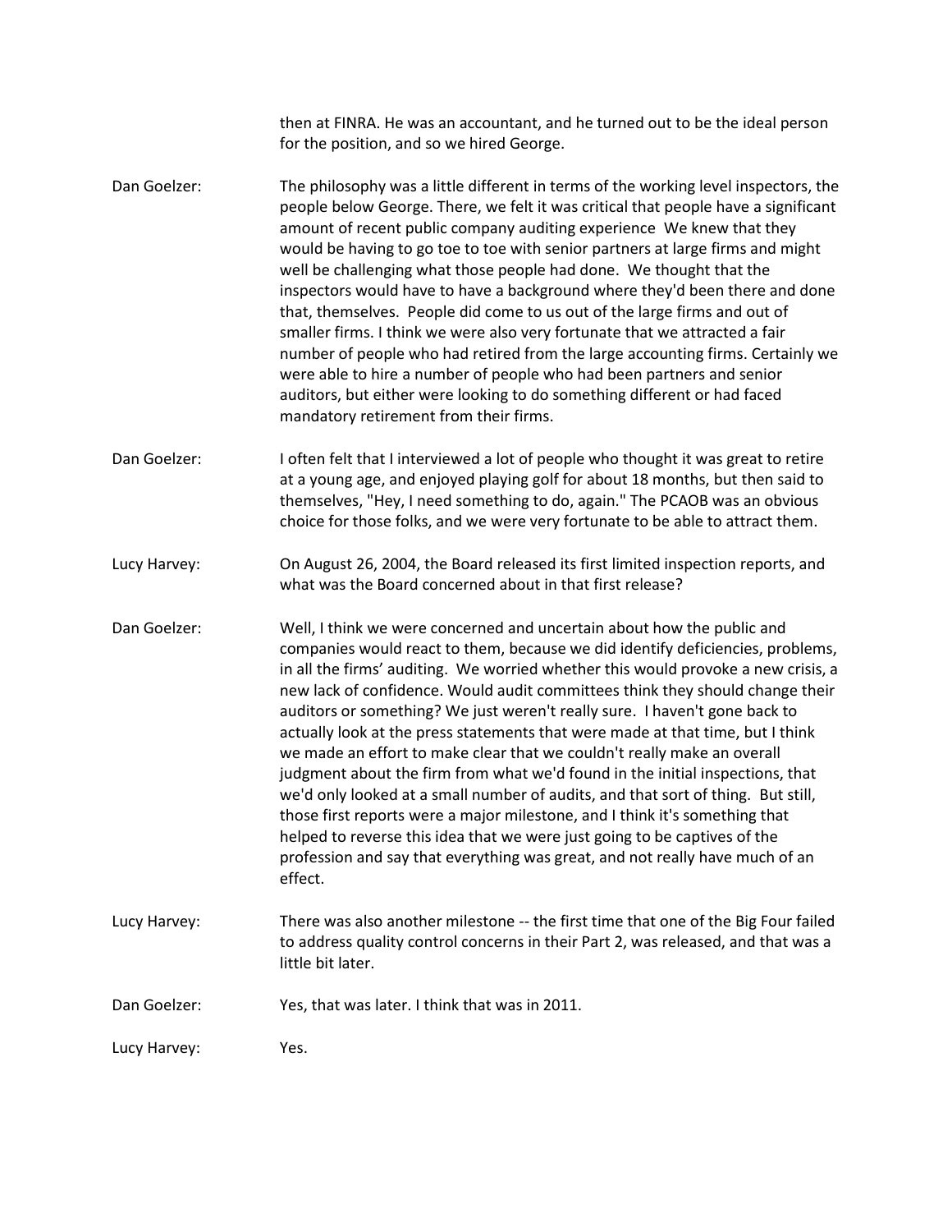then at FINRA. He was an accountant, and he turned out to be the ideal person for the position, and so we hired George.

Dan Goelzer: The philosophy was a little different in terms of the working level inspectors, the people below George. There, we felt it was critical that people have a significant amount of recent public company auditing experience We knew that they would be having to go toe to toe with senior partners at large firms and might well be challenging what those people had done. We thought that the inspectors would have to have a background where they'd been there and done that, themselves. People did come to us out of the large firms and out of smaller firms. I think we were also very fortunate that we attracted a fair number of people who had retired from the large accounting firms. Certainly we were able to hire a number of people who had been partners and senior auditors, but either were looking to do something different or had faced mandatory retirement from their firms.

Dan Goelzer: I often felt that I interviewed a lot of people who thought it was great to retire at a young age, and enjoyed playing golf for about 18 months, but then said to themselves, "Hey, I need something to do, again." The PCAOB was an obvious choice for those folks, and we were very fortunate to be able to attract them.

Lucy Harvey: On August 26, 2004, the Board released its first limited inspection reports, and what was the Board concerned about in that first release?

Dan Goelzer: Well, I think we were concerned and uncertain about how the public and companies would react to them, because we did identify deficiencies, problems, in all the firms' auditing. We worried whether this would provoke a new crisis, a new lack of confidence. Would audit committees think they should change their auditors or something? We just weren't really sure. I haven't gone back to actually look at the press statements that were made at that time, but I think we made an effort to make clear that we couldn't really make an overall judgment about the firm from what we'd found in the initial inspections, that we'd only looked at a small number of audits, and that sort of thing. But still, those first reports were a major milestone, and I think it's something that helped to reverse this idea that we were just going to be captives of the profession and say that everything was great, and not really have much of an effect.

Lucy Harvey: There was also another milestone -- the first time that one of the Big Four failed to address quality control concerns in their Part 2, was released, and that was a little bit later.

Dan Goelzer: Yes, that was later. I think that was in 2011.

Lucy Harvey: Yes.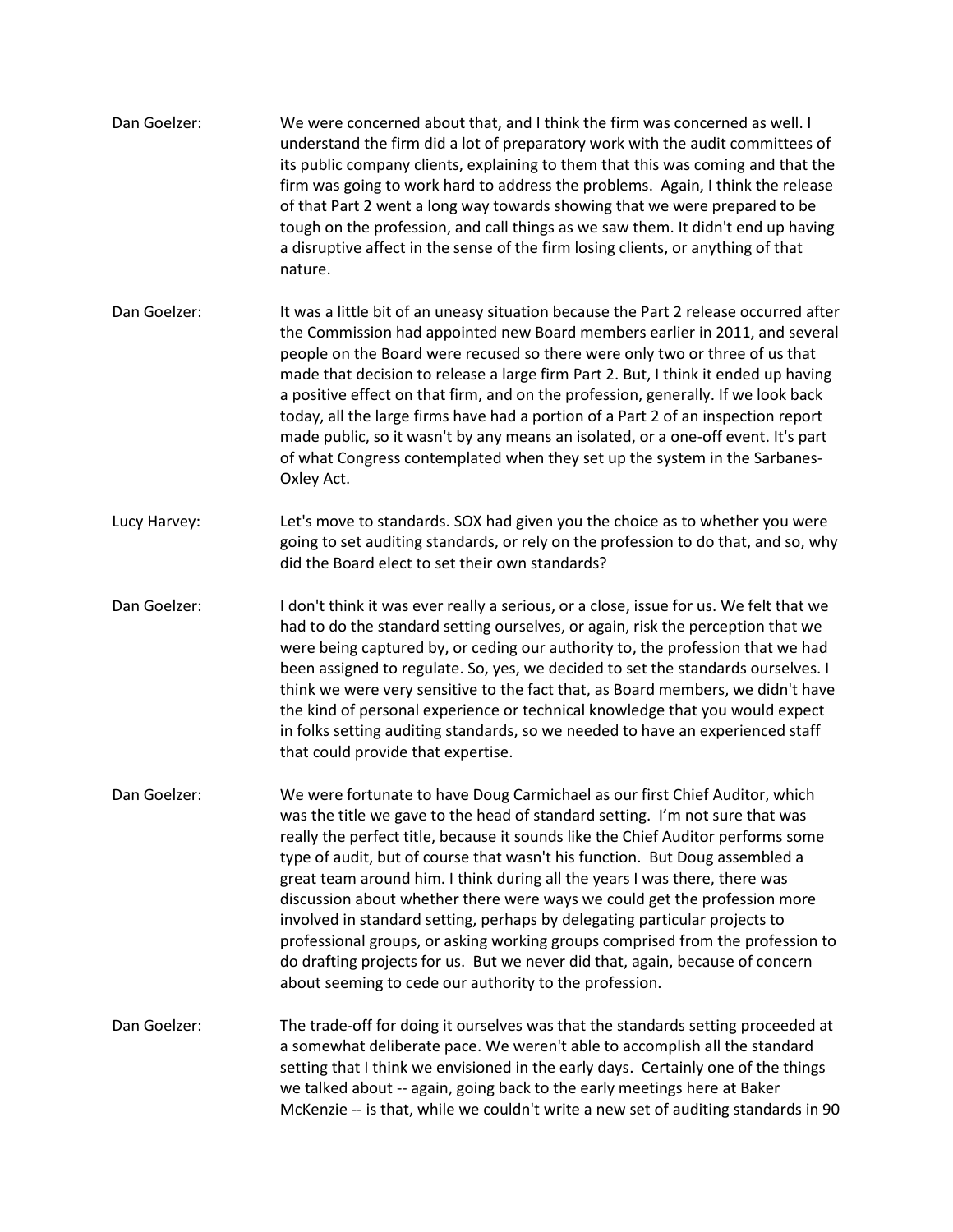Dan Goelzer: We were concerned about that, and I think the firm was concerned as well. I understand the firm did a lot of preparatory work with the audit committees of its public company clients, explaining to them that this was coming and that the firm was going to work hard to address the problems. Again, I think the release of that Part 2 went a long way towards showing that we were prepared to be tough on the profession, and call things as we saw them. It didn't end up having a disruptive affect in the sense of the firm losing clients, or anything of that nature.

Dan Goelzer: It was a little bit of an uneasy situation because the Part 2 release occurred after the Commission had appointed new Board members earlier in 2011, and several people on the Board were recused so there were only two or three of us that made that decision to release a large firm Part 2. But, I think it ended up having a positive effect on that firm, and on the profession, generally. If we look back today, all the large firms have had a portion of a Part 2 of an inspection report made public, so it wasn't by any means an isolated, or a one-off event. It's part of what Congress contemplated when they set up the system in the Sarbanes-Oxley Act.

Lucy Harvey: Let's move to standards. SOX had given you the choice as to whether you were going to set auditing standards, or rely on the profession to do that, and so, why did the Board elect to set their own standards?

Dan Goelzer: I don't think it was ever really a serious, or a close, issue for us. We felt that we had to do the standard setting ourselves, or again, risk the perception that we were being captured by, or ceding our authority to, the profession that we had been assigned to regulate. So, yes, we decided to set the standards ourselves. I think we were very sensitive to the fact that, as Board members, we didn't have the kind of personal experience or technical knowledge that you would expect in folks setting auditing standards, so we needed to have an experienced staff that could provide that expertise.

Dan Goelzer: We were fortunate to have Doug Carmichael as our first Chief Auditor, which was the title we gave to the head of standard setting. I'm not sure that was really the perfect title, because it sounds like the Chief Auditor performs some type of audit, but of course that wasn't his function. But Doug assembled a great team around him. I think during all the years I was there, there was discussion about whether there were ways we could get the profession more involved in standard setting, perhaps by delegating particular projects to professional groups, or asking working groups comprised from the profession to do drafting projects for us. But we never did that, again, because of concern about seeming to cede our authority to the profession.

Dan Goelzer: The trade-off for doing it ourselves was that the standards setting proceeded at a somewhat deliberate pace. We weren't able to accomplish all the standard setting that I think we envisioned in the early days. Certainly one of the things we talked about -- again, going back to the early meetings here at Baker McKenzie -- is that, while we couldn't write a new set of auditing standards in 90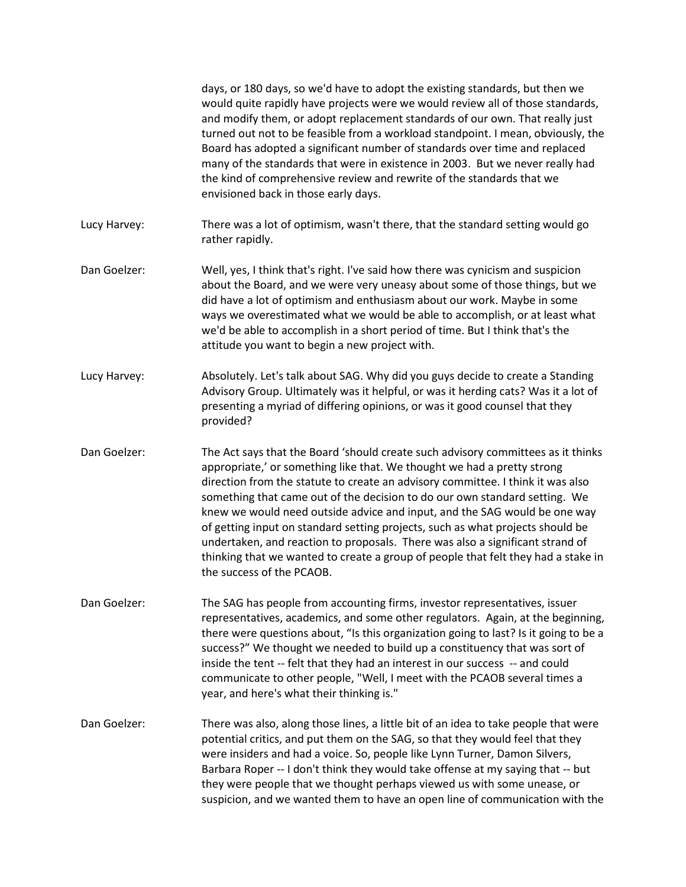days, or 180 days, so we'd have to adopt the existing standards, but then we would quite rapidly have projects were we would review all of those standards, and modify them, or adopt replacement standards of our own. That really just turned out not to be feasible from a workload standpoint. I mean, obviously, the Board has adopted a significant number of standards over time and replaced many of the standards that were in existence in 2003. But we never really had the kind of comprehensive review and rewrite of the standards that we envisioned back in those early days.

Lucy Harvey: There was a lot of optimism, wasn't there, that the standard setting would go rather rapidly.

Dan Goelzer: Well, yes, I think that's right. I've said how there was cynicism and suspicion about the Board, and we were very uneasy about some of those things, but we did have a lot of optimism and enthusiasm about our work. Maybe in some ways we overestimated what we would be able to accomplish, or at least what we'd be able to accomplish in a short period of time. But I think that's the attitude you want to begin a new project with.

Lucy Harvey: Absolutely. Let's talk about SAG. Why did you guys decide to create a Standing Advisory Group. Ultimately was it helpful, or was it herding cats? Was it a lot of presenting a myriad of differing opinions, or was it good counsel that they provided?

Dan Goelzer: The Act says that the Board 'should create such advisory committees as it thinks appropriate,' or something like that. We thought we had a pretty strong direction from the statute to create an advisory committee. I think it was also something that came out of the decision to do our own standard setting. We knew we would need outside advice and input, and the SAG would be one way of getting input on standard setting projects, such as what projects should be undertaken, and reaction to proposals. There was also a significant strand of thinking that we wanted to create a group of people that felt they had a stake in the success of the PCAOB.

Dan Goelzer: The SAG has people from accounting firms, investor representatives, issuer representatives, academics, and some other regulators. Again, at the beginning, there were questions about, "Is this organization going to last? Is it going to be a success?" We thought we needed to build up a constituency that was sort of inside the tent -- felt that they had an interest in our success -- and could communicate to other people, "Well, I meet with the PCAOB several times a year, and here's what their thinking is."

Dan Goelzer: There was also, along those lines, a little bit of an idea to take people that were potential critics, and put them on the SAG, so that they would feel that they were insiders and had a voice. So, people like Lynn Turner, Damon Silvers, Barbara Roper -- I don't think they would take offense at my saying that -- but they were people that we thought perhaps viewed us with some unease, or suspicion, and we wanted them to have an open line of communication with the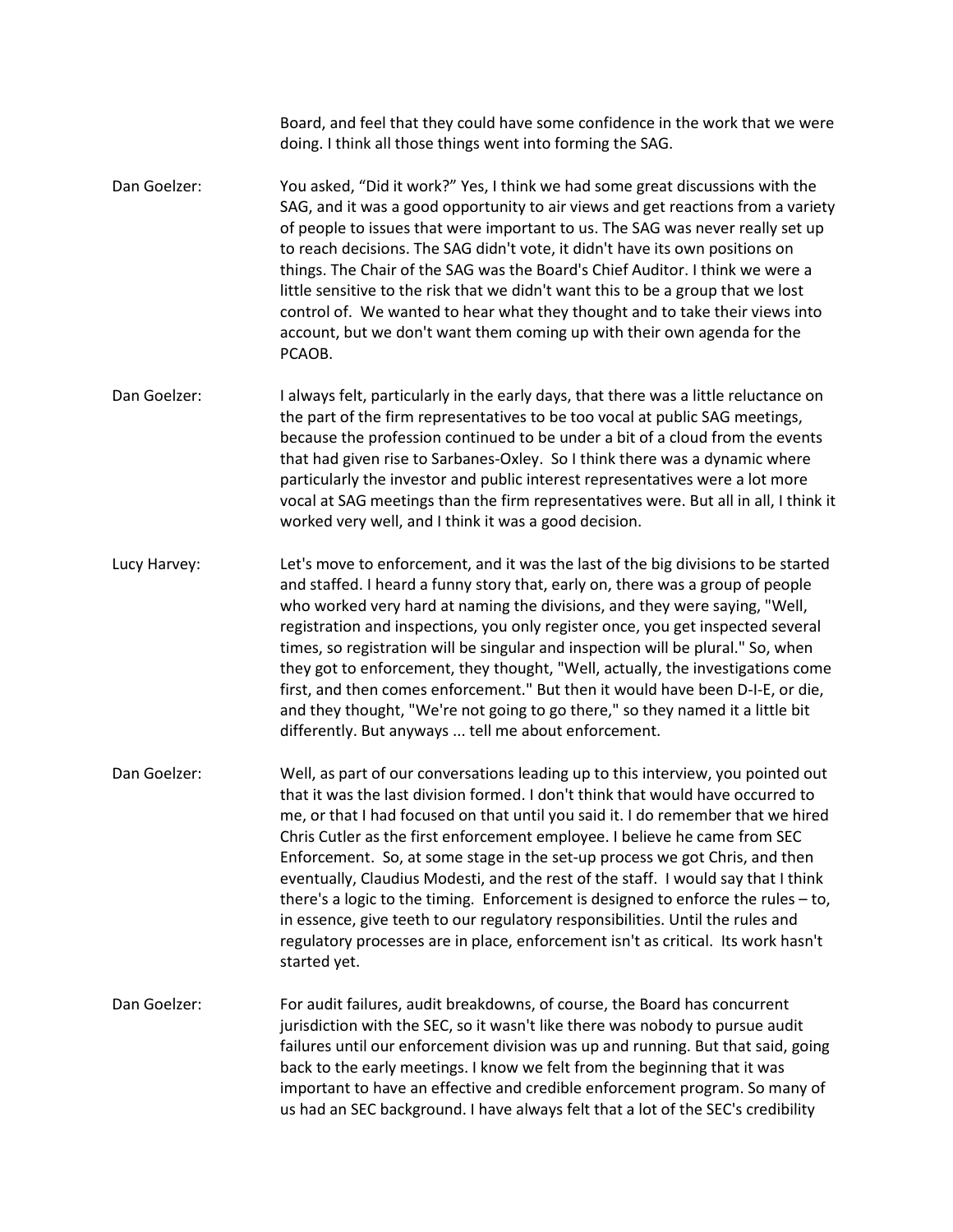Board, and feel that they could have some confidence in the work that we were doing. I think all those things went into forming the SAG.

**Dan Goelzer:** You asked, "Did it work?" Yes, I think we had some great discussions with the SAG, and it was a good opportunity to air views and get reactions from a variety of people to issues that were important to us. The SAG was never really set up to reach decisions. The SAG didn't vote, it didn't have its own positions on things. The Chair of the SAG was the Board's Chief Auditor. I think we were a little sensitive to the risk that we didn't want this to be a group that we lost control of. We wanted to hear what they thought and to take their views into account, but we don't want them coming up with their own agenda for the PCAOB.

**Dan Goelzer:** I always felt, particularly in the early days, that there was a little reluctance on the part of the firm representatives to be too vocal at public SAG meetings, because the profession continued to be under a bit of a cloud from the events that had given rise to Sarbanes-Oxley. So I think there was a dynamic where particularly the investor and public interest representatives were a lot more vocal at SAG meetings than the firm representatives were. But all in all, I think it worked very well, and I think it was a good decision.

**Lucy Harvey:** Let's move to enforcement, and it was the last of the big divisions to be started and staffed. I heard a funny story that, early on, there was a group of people who worked very hard at naming the divisions, and they were saying, "Well, registration and inspections, you only register once, you get inspected several times, so registration will be singular and inspection will be plural." So, when they got to enforcement, they thought, "Well, actually, the investigations come first, and then comes enforcement." But then it would have been D-I-E, or die, and they thought, "We're not going to go there," so they named it a little bit differently. But anyways ... tell me about enforcement.

**Dan Goelzer:** Well, as part of our conversations leading up to this interview, you pointed out that it was the last division formed. I don't think that would have occurred to me, or that I had focused on that until you said it. I do remember that we hired Chris Cutler as the first enforcement employee. I believe he came from SEC Enforcement. So, at some stage in the set-up process we got Chris, and then eventually, Claudius Modesti, and the rest of the staff. I would say that I think there's a logic to the timing. Enforcement is designed to enforce the rules – to, in essence, give teeth to our regulatory responsibilities. Until the rules and regulatory processes are in place, enforcement isn't as critical. Its work hasn't started yet.

**Dan Goelzer:** For audit failures, audit breakdowns, of course, the Board has concurrent jurisdiction with the SEC, so it wasn't like there was nobody to pursue audit failures until our enforcement division was up and running. But that said, going back to the early meetings. I know we felt from the beginning that it was important to have an effective and credible enforcement program. So many of us had an SEC background. I have always felt that a lot of the SEC's credibility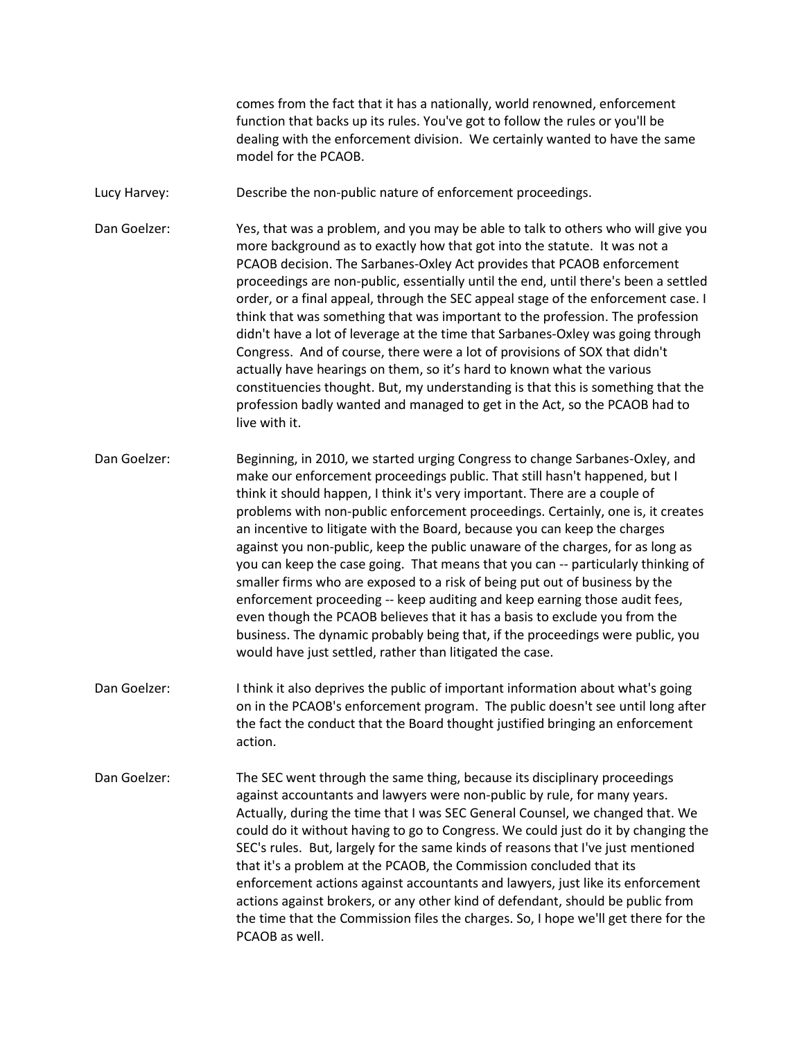comes from the fact that it has a nationally, world renowned, enforcement function that backs up its rules. You've got to follow the rules or you'll be dealing with the enforcement division. We certainly wanted to have the same model for the PCAOB.

Lucy Harvey: Describe the non-public nature of enforcement proceedings.

Dan Goelzer: Yes, that was a problem, and you may be able to talk to others who will give you more background as to exactly how that got into the statute. It was not a PCAOB decision. The Sarbanes-Oxley Act provides that PCAOB enforcement proceedings are non-public, essentially until the end, until there's been a settled order, or a final appeal, through the SEC appeal stage of the enforcement case. I think that was something that was important to the profession. The profession didn't have a lot of leverage at the time that Sarbanes-Oxley was going through Congress. And of course, there were a lot of provisions of SOX that didn't actually have hearings on them, so it's hard to known what the various constituencies thought. But, my understanding is that this is something that the profession badly wanted and managed to get in the Act, so the PCAOB had to live with it.

Dan Goelzer: Beginning, in 2010, we started urging Congress to change Sarbanes-Oxley, and make our enforcement proceedings public. That still hasn't happened, but I think it should happen, I think it's very important. There are a couple of problems with non-public enforcement proceedings. Certainly, one is, it creates an incentive to litigate with the Board, because you can keep the charges against you non-public, keep the public unaware of the charges, for as long as you can keep the case going. That means that you can -- particularly thinking of smaller firms who are exposed to a risk of being put out of business by the enforcement proceeding -- keep auditing and keep earning those audit fees, even though the PCAOB believes that it has a basis to exclude you from the business. The dynamic probably being that, if the proceedings were public, you would have just settled, rather than litigated the case.

Dan Goelzer: I think it also deprives the public of important information about what's going on in the PCAOB's enforcement program. The public doesn't see until long after the fact the conduct that the Board thought justified bringing an enforcement action.

Dan Goelzer: The SEC went through the same thing, because its disciplinary proceedings against accountants and lawyers were non-public by rule, for many years. Actually, during the time that I was SEC General Counsel, we changed that. We could do it without having to go to Congress. We could just do it by changing the SEC's rules. But, largely for the same kinds of reasons that I've just mentioned that it's a problem at the PCAOB, the Commission concluded that its enforcement actions against accountants and lawyers, just like its enforcement actions against brokers, or any other kind of defendant, should be public from the time that the Commission files the charges. So, I hope we'll get there for the PCAOB as well.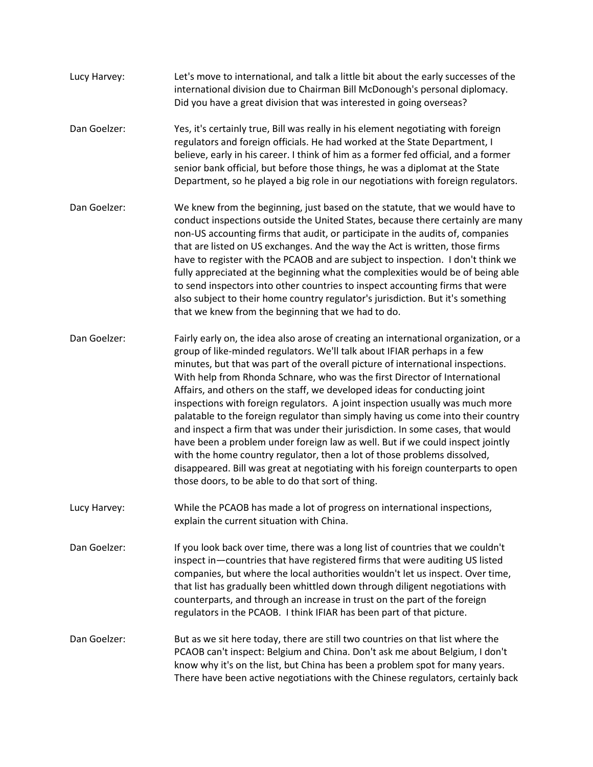Lucy Harvey: Let's move to international, and talk a little bit about the early successes of the international division due to Chairman Bill McDonough's personal diplomacy. Did you have a great division that was interested in going overseas?

Dan Goelzer: Yes, it's certainly true, Bill was really in his element negotiating with foreign regulators and foreign officials. He had worked at the State Department, I believe, early in his career. I think of him as a former fed official, and a former senior bank official, but before those things, he was a diplomat at the State Department, so he played a big role in our negotiations with foreign regulators.

Dan Goelzer: We knew from the beginning, just based on the statute, that we would have to conduct inspections outside the United States, because there certainly are many non-US accounting firms that audit, or participate in the audits of, companies that are listed on US exchanges. And the way the Act is written, those firms have to register with the PCAOB and are subject to inspection. I don't think we fully appreciated at the beginning what the complexities would be of being able to send inspectors into other countries to inspect accounting firms that were also subject to their home country regulator's jurisdiction. But it's something that we knew from the beginning that we had to do.

Dan Goelzer: Fairly early on, the idea also arose of creating an international organization, or a group of like-minded regulators. We'll talk about IFIAR perhaps in a few minutes, but that was part of the overall picture of international inspections. With help from Rhonda Schnare, who was the first Director of International Affairs, and others on the staff, we developed ideas for conducting joint inspections with foreign regulators. A joint inspection usually was much more palatable to the foreign regulator than simply having us come into their country and inspect a firm that was under their jurisdiction. In some cases, that would have been a problem under foreign law as well. But if we could inspect jointly with the home country regulator, then a lot of those problems dissolved, disappeared. Bill was great at negotiating with his foreign counterparts to open those doors, to be able to do that sort of thing.

Lucy Harvey: While the PCAOB has made a lot of progress on international inspections, explain the current situation with China.

Dan Goelzer: If you look back over time, there was a long list of countries that we couldn't inspect in—countries that have registered firms that were auditing US listed companies, but where the local authorities wouldn't let us inspect. Over time, that list has gradually been whittled down through diligent negotiations with counterparts, and through an increase in trust on the part of the foreign regulators in the PCAOB. I think IFIAR has been part of that picture.

Dan Goelzer: But as we sit here today, there are still two countries on that list where the PCAOB can't inspect: Belgium and China. Don't ask me about Belgium, I don't know why it's on the list, but China has been a problem spot for many years. There have been active negotiations with the Chinese regulators, certainly back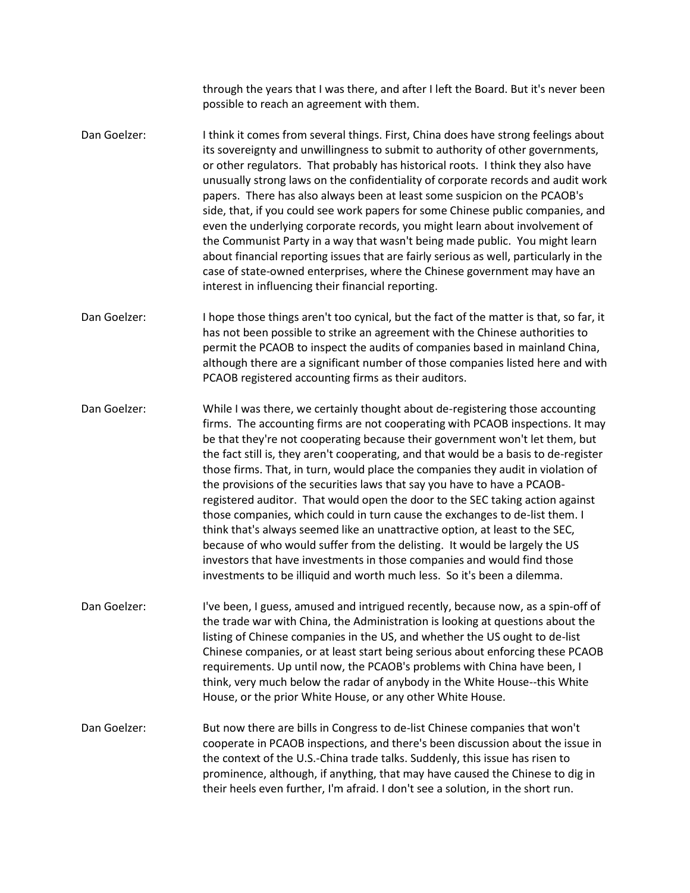through the years that I was there, and after I left the Board. But it's never been possible to reach an agreement with them.

Dan Goelzer: I think it comes from several things. First, China does have strong feelings about its sovereignty and unwillingness to submit to authority of other governments, or other regulators. That probably has historical roots. I think they also have unusually strong laws on the confidentiality of corporate records and audit work papers. There has also always been at least some suspicion on the PCAOB's side, that, if you could see work papers for some Chinese public companies, and even the underlying corporate records, you might learn about involvement of the Communist Party in a way that wasn't being made public. You might learn about financial reporting issues that are fairly serious as well, particularly in the case of state-owned enterprises, where the Chinese government may have an interest in influencing their financial reporting.

Dan Goelzer: I hope those things aren't too cynical, but the fact of the matter is that, so far, it has not been possible to strike an agreement with the Chinese authorities to permit the PCAOB to inspect the audits of companies based in mainland China, although there are a significant number of those companies listed here and with PCAOB registered accounting firms as their auditors.

Dan Goelzer: While I was there, we certainly thought about de-registering those accounting firms. The accounting firms are not cooperating with PCAOB inspections. It may be that they're not cooperating because their government won't let them, but the fact still is, they aren't cooperating, and that would be a basis to de-register those firms. That, in turn, would place the companies they audit in violation of the provisions of the securities laws that say you have to have a PCAOB-registered auditor. That would open the door to the SEC taking action against those companies, which could in turn cause the exchanges to de-list them. I think that's always seemed like an unattractive option, at least to the SEC, because of who would suffer from the delisting. It would be largely the US investors that have investments in those companies and would find those investments to be illiquid and worth much less. So it's been a dilemma.

Dan Goelzer: I've been, I guess, amused and intrigued recently, because now, as a spin-off of the trade war with China, the Administration is looking at questions about the listing of Chinese companies in the US, and whether the US ought to de-list Chinese companies, or at least start being serious about enforcing these PCAOB requirements. Up until now, the PCAOB's problems with China have been, I think, very much below the radar of anybody in the White House--this White House, or the prior White House, or any other White House.

Dan Goelzer: But now there are bills in Congress to de-list Chinese companies that won't cooperate in PCAOB inspections, and there's been discussion about the issue in the context of the U.S.-China trade talks. Suddenly, this issue has risen to prominence, although, if anything, that may have caused the Chinese to dig in their heels even further, I'm afraid. I don't see a solution, in the short run.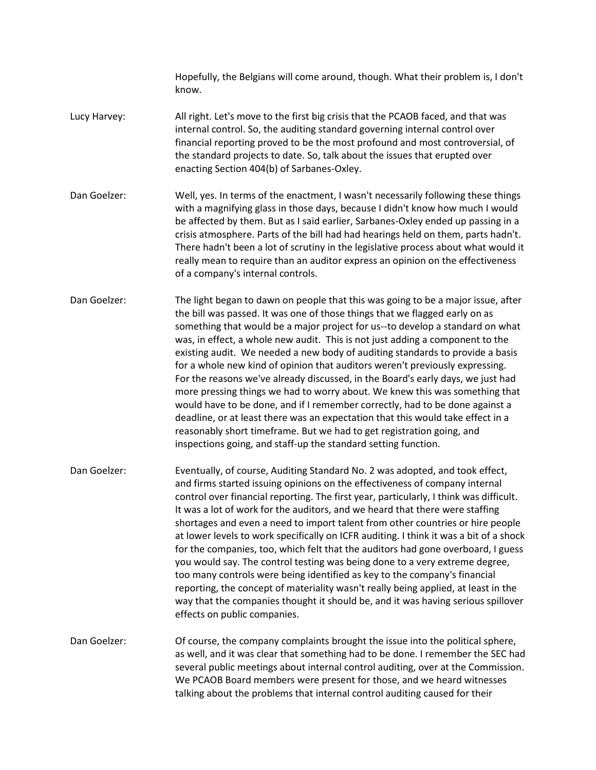Hopefully, the Belgians will come around, though. What their problem is, I don't know.

**Lucy Harvey:** All right. Let's move to the first big crisis that the PCAOB faced, and that was internal control. So, the auditing standard governing internal control over financial reporting proved to be the most profound and most controversial, of the standard projects to date. So, talk about the issues that erupted over enacting Section 404(b) of Sarbanes-Oxley.

**Dan Goelzer:** Well, yes. In terms of the enactment, I wasn't necessarily following these things with a magnifying glass in those days, because I didn't know how much I would be affected by them. But as I said earlier, Sarbanes-Oxley ended up passing in a crisis atmosphere. Parts of the bill had had hearings held on them, parts hadn't. There hadn't been a lot of scrutiny in the legislative process about what would it really mean to require than an auditor express an opinion on the effectiveness of a company's internal controls.

**Dan Goelzer:** The light began to dawn on people that this was going to be a major issue, after the bill was passed. It was one of those things that we flagged early on as something that would be a major project for us--to develop a standard on what was, in effect, a whole new audit. This is not just adding a component to the existing audit. We needed a new body of auditing standards to provide a basis for a whole new kind of opinion that auditors weren't previously expressing. For the reasons we've already discussed, in the Board's early days, we just had more pressing things we had to worry about. We knew this was something that would have to be done, and if I remember correctly, had to be done against a deadline, or at least there was an expectation that this would take effect in a reasonably short timeframe. But we had to get registration going, and inspections going, and staff-up the standard setting function.

**Dan Goelzer:** Eventually, of course, Auditing Standard No. 2 was adopted, and took effect, and firms started issuing opinions on the effectiveness of company internal control over financial reporting. The first year, particularly, I think was difficult. It was a lot of work for the auditors, and we heard that there were staffing shortages and even a need to import talent from other countries or hire people at lower levels to work specifically on ICFR auditing. I think it was a bit of a shock for the companies, too, which felt that the auditors had gone overboard, I guess you would say. The control testing was being done to a very extreme degree, too many controls were being identified as key to the company's financial reporting, the concept of materiality wasn't really being applied, at least in the way that the companies thought it should be, and it was having serious spillover effects on public companies.

**Dan Goelzer:** Of course, the company complaints brought the issue into the political sphere, as well, and it was clear that something had to be done. I remember the SEC had several public meetings about internal control auditing, over at the Commission. We PCAOB Board members were present for those, and we heard witnesses talking about the problems that internal control auditing caused for their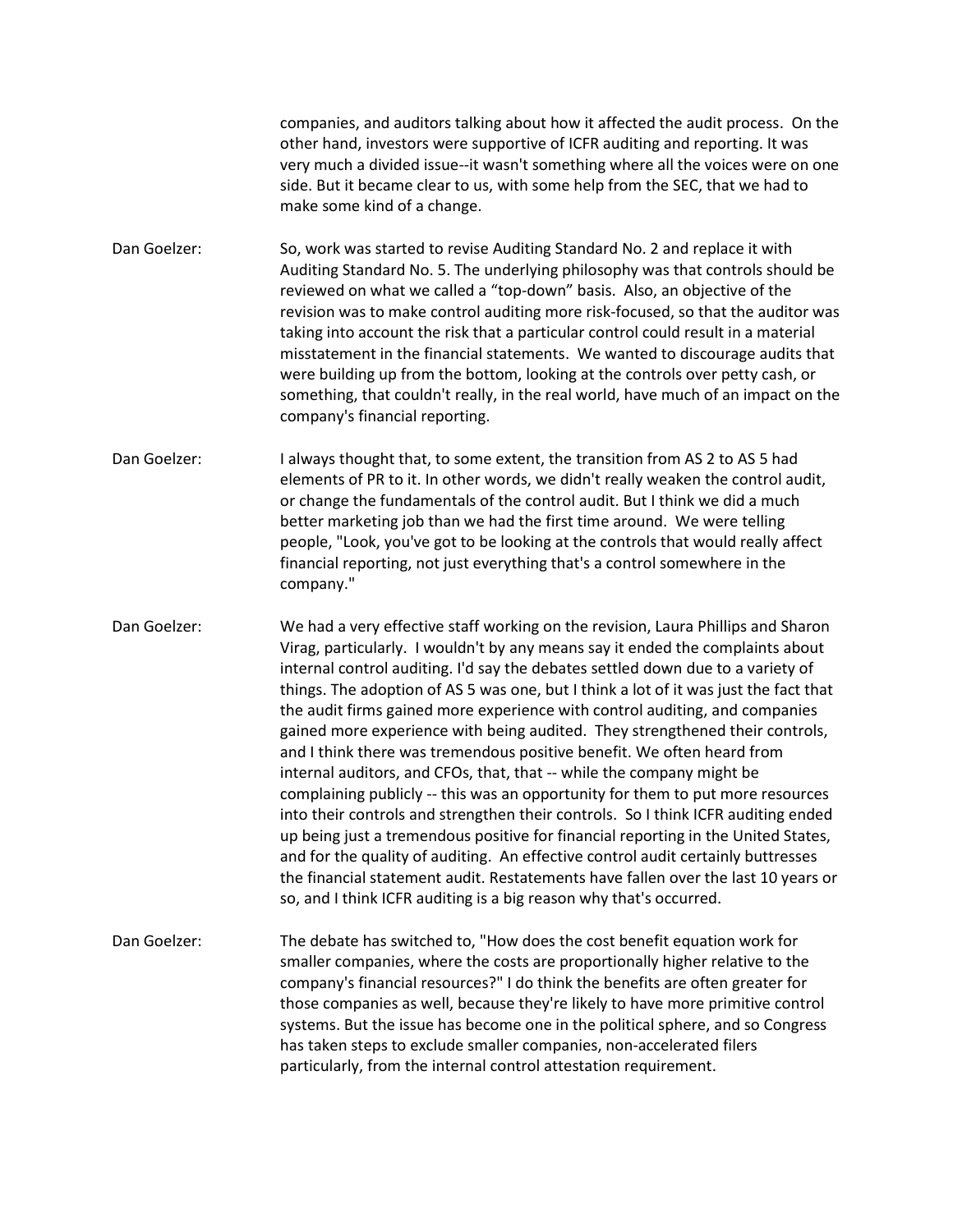companies, and auditors talking about how it affected the audit process. On the other hand, investors were supportive of ICFR auditing and reporting. It was very much a divided issue--it wasn't something where all the voices were on one side. But it became clear to us, with some help from the SEC, that we had to make some kind of a change.

Dan Goelzer: So, work was started to revise Auditing Standard No. 2 and replace it with Auditing Standard No. 5. The underlying philosophy was that controls should be reviewed on what we called a "top-down" basis. Also, an objective of the revision was to make control auditing more risk-focused, so that the auditor was taking into account the risk that a particular control could result in a material misstatement in the financial statements. We wanted to discourage audits that were building up from the bottom, looking at the controls over petty cash, or something, that couldn't really, in the real world, have much of an impact on the company's financial reporting.

Dan Goelzer: I always thought that, to some extent, the transition from AS 2 to AS 5 had elements of PR to it. In other words, we didn't really weaken the control audit, or change the fundamentals of the control audit. But I think we did a much better marketing job than we had the first time around. We were telling people, "Look, you've got to be looking at the controls that would really affect financial reporting, not just everything that's a control somewhere in the company."

Dan Goelzer: We had a very effective staff working on the revision, Laura Phillips and Sharon Virag, particularly. I wouldn't by any means say it ended the complaints about internal control auditing. I'd say the debates settled down due to a variety of things. The adoption of AS 5 was one, but I think a lot of it was just the fact that the audit firms gained more experience with control auditing, and companies gained more experience with being audited. They strengthened their controls, and I think there was tremendous positive benefit. We often heard from internal auditors, and CFOs, that, that -- while the company might be complaining publicly -- this was an opportunity for them to put more resources into their controls and strengthen their controls. So I think ICFR auditing ended up being just a tremendous positive for financial reporting in the United States, and for the quality of auditing. An effective control audit certainly buttresses the financial statement audit. Restatements have fallen over the last 10 years or so, and I think ICFR auditing is a big reason why that's occurred.

Dan Goelzer: The debate has switched to, "How does the cost benefit equation work for smaller companies, where the costs are proportionally higher relative to the company's financial resources?" I do think the benefits are often greater for those companies as well, because they're likely to have more primitive control systems. But the issue has become one in the political sphere, and so Congress has taken steps to exclude smaller companies, non-accelerated filers particularly, from the internal control attestation requirement.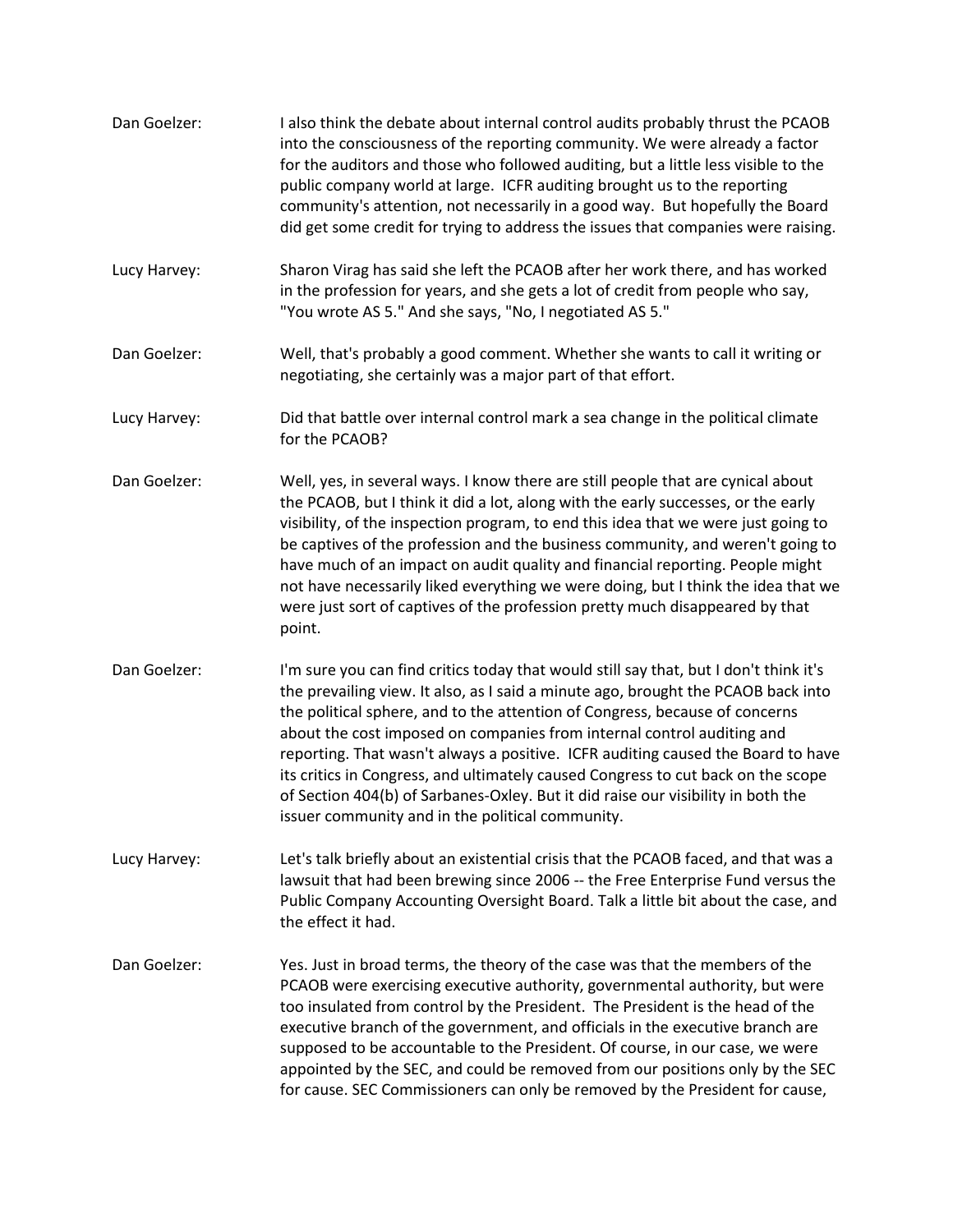**Dan Goelzer:** I also think the debate about internal control audits probably thrust the PCAOB into the consciousness of the reporting community. We were already a factor for the auditors and those who followed auditing, but a little less visible to the public company world at large. ICFR auditing brought us to the reporting community's attention, not necessarily in a good way. But hopefully the Board did get some credit for trying to address the issues that companies were raising.

**Lucy Harvey:** Sharon Virag has said she left the PCAOB after her work there, and has worked in the profession for years, and she gets a lot of credit from people who say, "You wrote AS 5." And she says, "No, I negotiated AS 5."

**Dan Goelzer:** Well, that's probably a good comment. Whether she wants to call it writing or negotiating, she certainly was a major part of that effort.

**Lucy Harvey:** Did that battle over internal control mark a sea change in the political climate for the PCAOB?

**Dan Goelzer:** Well, yes, in several ways. I know there are still people that are cynical about the PCAOB, but I think it did a lot, along with the early successes, or the early visibility, of the inspection program, to end this idea that we were just going to be captives of the profession and the business community, and weren't going to have much of an impact on audit quality and financial reporting. People might not have necessarily liked everything we were doing, but I think the idea that we were just sort of captives of the profession pretty much disappeared by that point.

**Dan Goelzer:** I'm sure you can find critics today that would still say that, but I don't think it's the prevailing view. It also, as I said a minute ago, brought the PCAOB back into the political sphere, and to the attention of Congress, because of concerns about the cost imposed on companies from internal control auditing and reporting. That wasn't always a positive. ICFR auditing caused the Board to have its critics in Congress, and ultimately caused Congress to cut back on the scope of Section 404(b) of Sarbanes-Oxley. But it did raise our visibility in both the issuer community and in the political community.

**Lucy Harvey:** Let's talk briefly about an existential crisis that the PCAOB faced, and that was a lawsuit that had been brewing since 2006 -- the Free Enterprise Fund versus the Public Company Accounting Oversight Board. Talk a little bit about the case, and the effect it had.

**Dan Goelzer:** Yes. Just in broad terms, the theory of the case was that the members of the PCAOB were exercising executive authority, governmental authority, but were too insulated from control by the President. The President is the head of the executive branch of the government, and officials in the executive branch are supposed to be accountable to the President. Of course, in our case, we were appointed by the SEC, and could be removed from our positions only by the SEC for cause. SEC Commissioners can only be removed by the President for cause,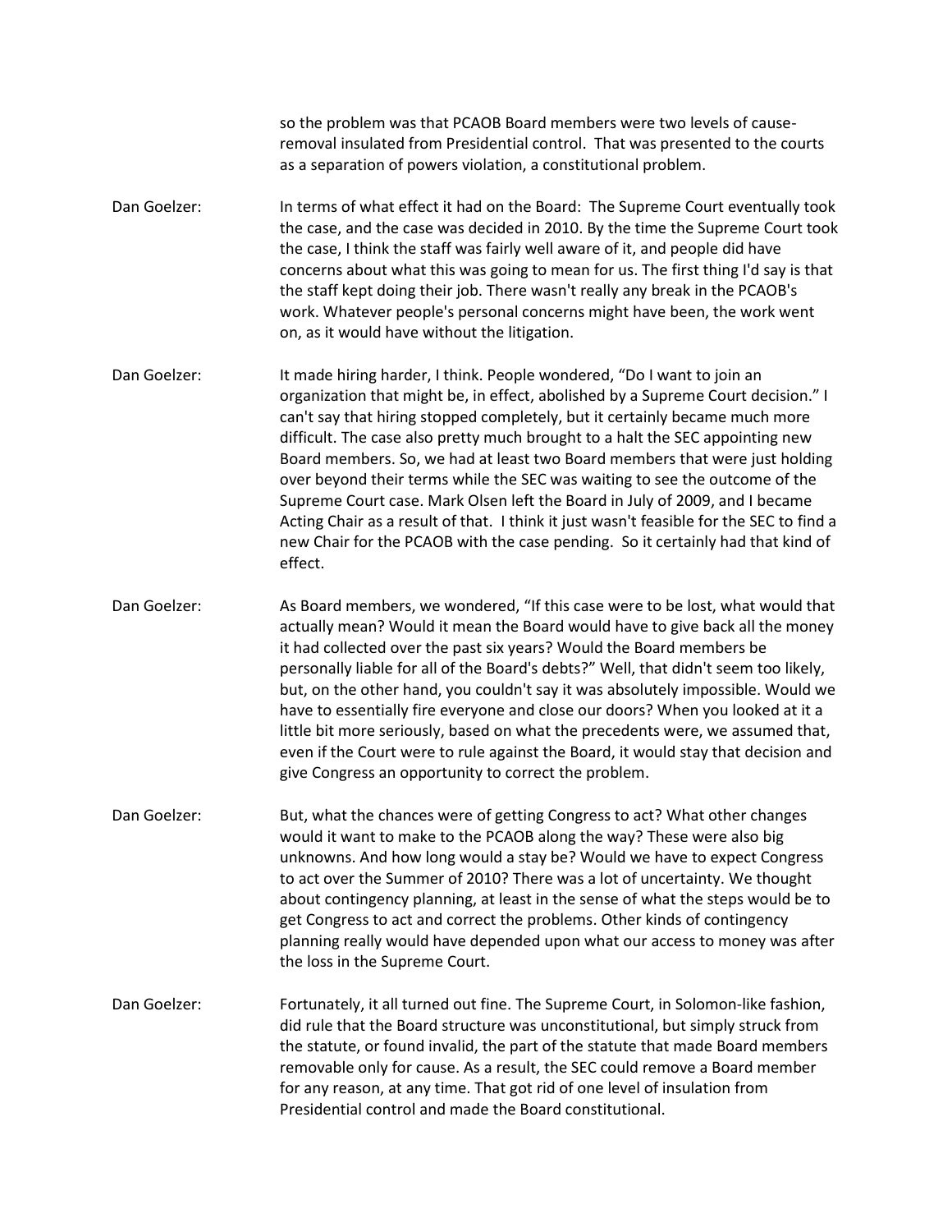so the problem was that PCAOB Board members were two levels of cause-removal insulated from Presidential control. That was presented to the courts as a separation of powers violation, a constitutional problem.

Dan Goelzer: In terms of what effect it had on the Board: The Supreme Court eventually took the case, and the case was decided in 2010. By the time the Supreme Court took the case, I think the staff was fairly well aware of it, and people did have concerns about what this was going to mean for us. The first thing I'd say is that the staff kept doing their job. There wasn't really any break in the PCAOB's work. Whatever people's personal concerns might have been, the work went on, as it would have without the litigation.

Dan Goelzer: It made hiring harder, I think. People wondered, "Do I want to join an organization that might be, in effect, abolished by a Supreme Court decision." I can't say that hiring stopped completely, but it certainly became much more difficult. The case also pretty much brought to a halt the SEC appointing new Board members. So, we had at least two Board members that were just holding over beyond their terms while the SEC was waiting to see the outcome of the Supreme Court case. Mark Olsen left the Board in July of 2009, and I became Acting Chair as a result of that. I think it just wasn't feasible for the SEC to find a new Chair for the PCAOB with the case pending. So it certainly had that kind of effect.

Dan Goelzer: As Board members, we wondered, "If this case were to be lost, what would that actually mean? Would it mean the Board would have to give back all the money it had collected over the past six years? Would the Board members be personally liable for all of the Board's debts?" Well, that didn't seem too likely, but, on the other hand, you couldn't say it was absolutely impossible. Would we have to essentially fire everyone and close our doors? When you looked at it a little bit more seriously, based on what the precedents were, we assumed that, even if the Court were to rule against the Board, it would stay that decision and give Congress an opportunity to correct the problem.

Dan Goelzer: But, what the chances were of getting Congress to act? What other changes would it want to make to the PCAOB along the way? These were also big unknowns. And how long would a stay be? Would we have to expect Congress to act over the Summer of 2010? There was a lot of uncertainty. We thought about contingency planning, at least in the sense of what the steps would be to get Congress to act and correct the problems. Other kinds of contingency planning really would have depended upon what our access to money was after the loss in the Supreme Court.

Dan Goelzer: Fortunately, it all turned out fine. The Supreme Court, in Solomon-like fashion, did rule that the Board structure was unconstitutional, but simply struck from the statute, or found invalid, the part of the statute that made Board members removable only for cause. As a result, the SEC could remove a Board member for any reason, at any time. That got rid of one level of insulation from Presidential control and made the Board constitutional.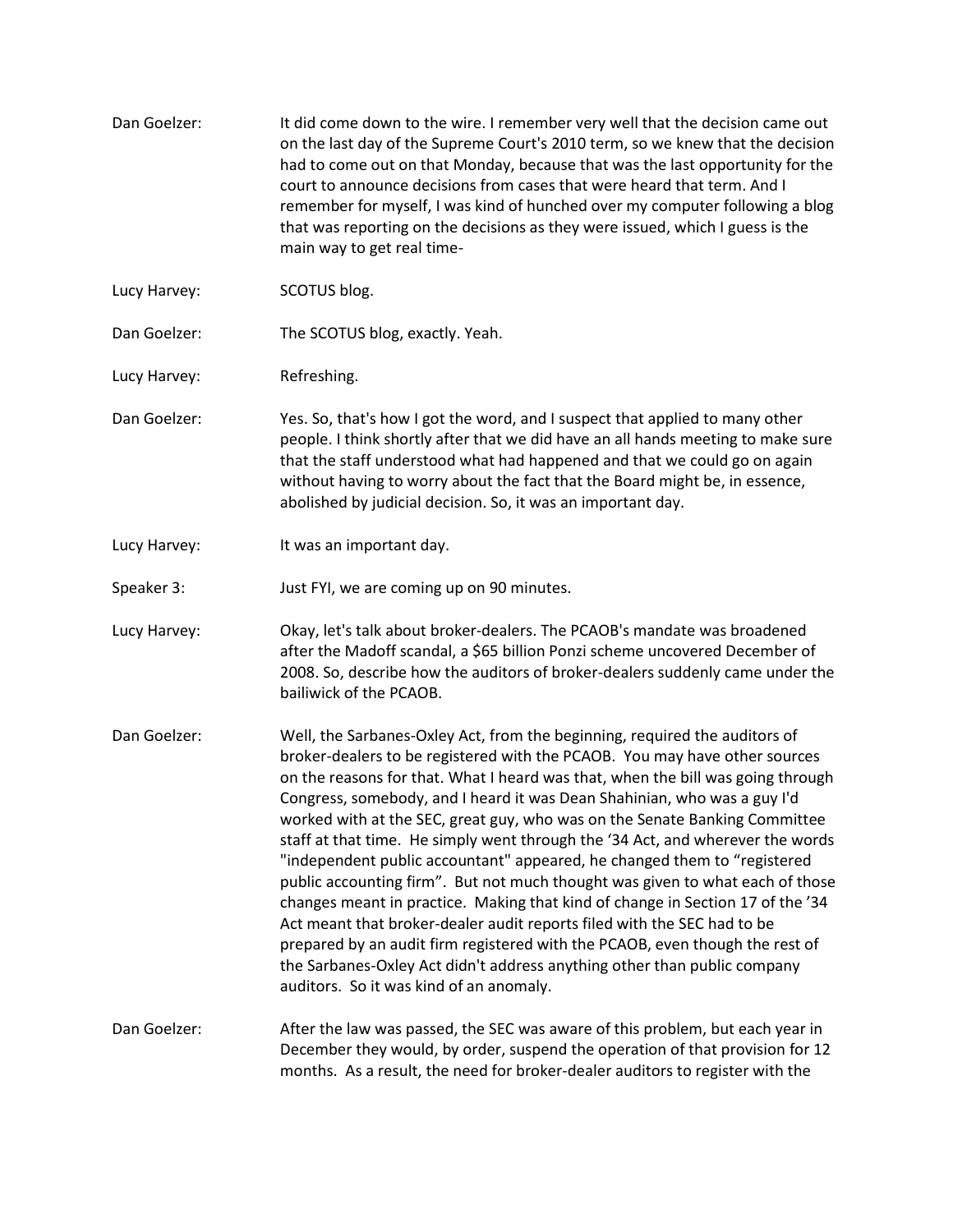Dan Goelzer: It did come down to the wire. I remember very well that the decision came out on the last day of the Supreme Court's 2010 term, so we knew that the decision had to come out on that Monday, because that was the last opportunity for the court to announce decisions from cases that were heard that term. And I remember for myself, I was kind of hunched over my computer following a blog that was reporting on the decisions as they were issued, which I guess is the main way to get real time-

Lucy Harvey: SCOTUS blog.

Dan Goelzer: The SCOTUS blog, exactly. Yeah.

Lucy Harvey: Refreshing.

Dan Goelzer: Yes. So, that's how I got the word, and I suspect that applied to many other people. I think shortly after that we did have an all hands meeting to make sure that the staff understood what had happened and that we could go on again without having to worry about the fact that the Board might be, in essence, abolished by judicial decision. So, it was an important day.

Lucy Harvey: It was an important day.

Speaker 3: Just FYI, we are coming up on 90 minutes.

Lucy Harvey: Okay, let's talk about broker-dealers. The PCAOB's mandate was broadened after the Madoff scandal, a $65 billion Ponzi scheme uncovered December of 2008. So, describe how the auditors of broker-dealers suddenly came under the bailiwick of the PCAOB.

Dan Goelzer: Well, the Sarbanes-Oxley Act, from the beginning, required the auditors of broker-dealers to be registered with the PCAOB. You may have other sources on the reasons for that. What I heard was that, when the bill was going through Congress, somebody, and I heard it was Dean Shahinian, who was a guy I'd worked with at the SEC, great guy, who was on the Senate Banking Committee staff at that time. He simply went through the '34 Act, and wherever the words "independent public accountant" appeared, he changed them to "registered public accounting firm". But not much thought was given to what each of those changes meant in practice. Making that kind of change in Section 17 of the '34 Act meant that broker-dealer audit reports filed with the SEC had to be prepared by an audit firm registered with the PCAOB, even though the rest of the Sarbanes-Oxley Act didn't address anything other than public company auditors. So it was kind of an anomaly.

Dan Goelzer: After the law was passed, the SEC was aware of this problem, but each year in December they would, by order, suspend the operation of that provision for 12 months. As a result, the need for broker-dealer auditors to register with the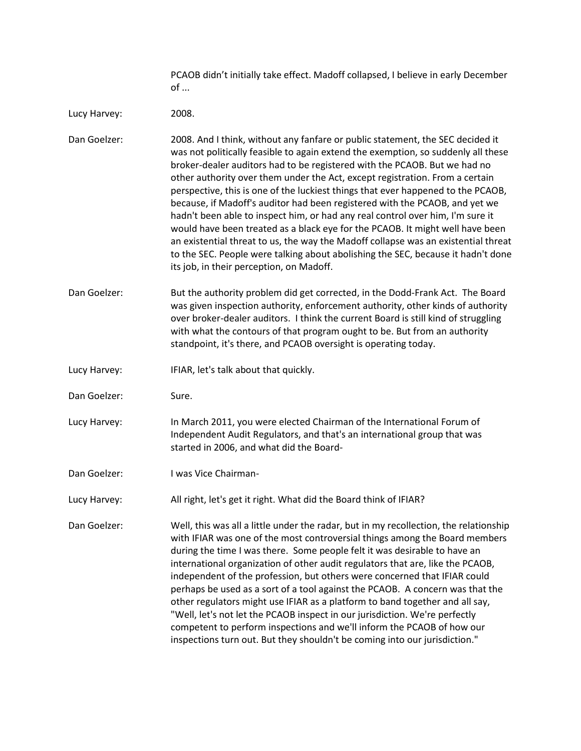PCAOB didn't initially take effect. Madoff collapsed, I believe in early December of ...

**Lucy Harvey:** 2008.

**Dan Goelzer:** 2008. And I think, without any fanfare or public statement, the SEC decided it was not politically feasible to again extend the exemption, so suddenly all these broker-dealer auditors had to be registered with the PCAOB. But we had no other authority over them under the Act, except registration. From a certain perspective, this is one of the luckiest things that ever happened to the PCAOB, because, if Madoff's auditor had been registered with the PCAOB, and yet we hadn't been able to inspect him, or had any real control over him, I'm sure it would have been treated as a black eye for the PCAOB. It might well have been an existential threat to us, the way the Madoff collapse was an existential threat to the SEC. People were talking about abolishing the SEC, because it hadn't done its job, in their perception, on Madoff.

**Dan Goelzer:** But the authority problem did get corrected, in the Dodd-Frank Act. The Board was given inspection authority, enforcement authority, other kinds of authority over broker-dealer auditors. I think the current Board is still kind of struggling with what the contours of that program ought to be. But from an authority standpoint, it's there, and PCAOB oversight is operating today.

**Lucy Harvey:** IFIAR, let's talk about that quickly.

**Dan Goelzer:** Sure.

**Lucy Harvey:** In March 2011, you were elected Chairman of the International Forum of Independent Audit Regulators, and that's an international group that was started in 2006, and what did the Board-

**Dan Goelzer:** I was Vice Chairman-

**Lucy Harvey:** All right, let's get it right. What did the Board think of IFIAR?

**Dan Goelzer:** Well, this was all a little under the radar, but in my recollection, the relationship with IFIAR was one of the most controversial things among the Board members during the time I was there. Some people felt it was desirable to have an international organization of other audit regulators that are, like the PCAOB, independent of the profession, but others were concerned that IFIAR could perhaps be used as a sort of a tool against the PCAOB. A concern was that the other regulators might use IFIAR as a platform to band together and all say, "Well, let's not let the PCAOB inspect in our jurisdiction. We're perfectly competent to perform inspections and we'll inform the PCAOB of how our inspections turn out. But they shouldn't be coming into our jurisdiction."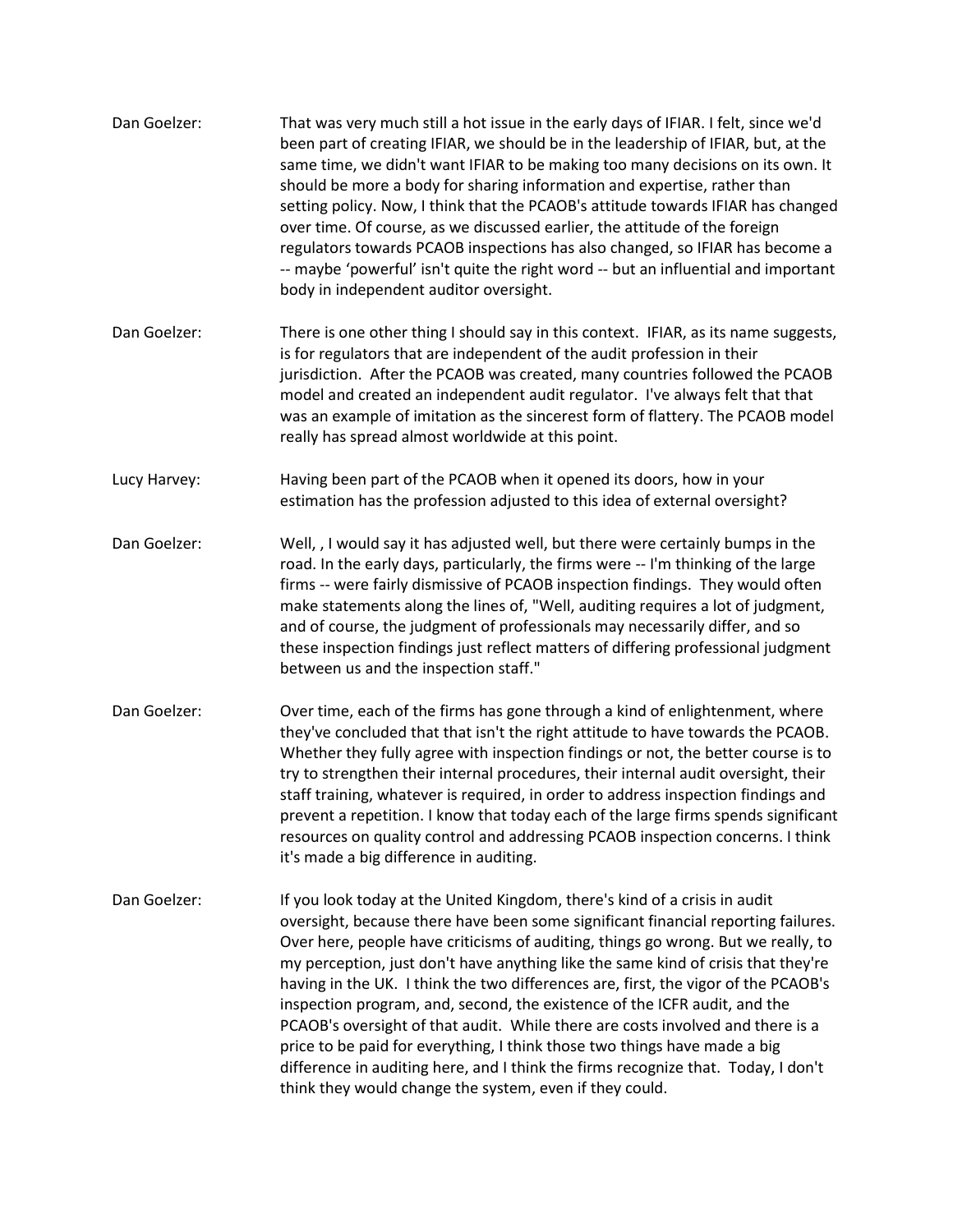Dan Goelzer: That was very much still a hot issue in the early days of IFIAR. I felt, since we'd been part of creating IFIAR, we should be in the leadership of IFIAR, but, at the same time, we didn't want IFIAR to be making too many decisions on its own. It should be more a body for sharing information and expertise, rather than setting policy. Now, I think that the PCAOB's attitude towards IFIAR has changed over time. Of course, as we discussed earlier, the attitude of the foreign regulators towards PCAOB inspections has also changed, so IFIAR has become a -- maybe 'powerful' isn't quite the right word -- but an influential and important body in independent auditor oversight.

Dan Goelzer: There is one other thing I should say in this context. IFIAR, as its name suggests, is for regulators that are independent of the audit profession in their jurisdiction. After the PCAOB was created, many countries followed the PCAOB model and created an independent audit regulator. I've always felt that that was an example of imitation as the sincerest form of flattery. The PCAOB model really has spread almost worldwide at this point.

Lucy Harvey: Having been part of the PCAOB when it opened its doors, how in your estimation has the profession adjusted to this idea of external oversight?

Dan Goelzer: Well, , I would say it has adjusted well, but there were certainly bumps in the road. In the early days, particularly, the firms were -- I'm thinking of the large firms -- were fairly dismissive of PCAOB inspection findings. They would often make statements along the lines of, "Well, auditing requires a lot of judgment, and of course, the judgment of professionals may necessarily differ, and so these inspection findings just reflect matters of differing professional judgment between us and the inspection staff."

Dan Goelzer: Over time, each of the firms has gone through a kind of enlightenment, where they've concluded that that isn't the right attitude to have towards the PCAOB. Whether they fully agree with inspection findings or not, the better course is to try to strengthen their internal procedures, their internal audit oversight, their staff training, whatever is required, in order to address inspection findings and prevent a repetition. I know that today each of the large firms spends significant resources on quality control and addressing PCAOB inspection concerns. I think it's made a big difference in auditing.

Dan Goelzer: If you look today at the United Kingdom, there's kind of a crisis in audit oversight, because there have been some significant financial reporting failures. Over here, people have criticisms of auditing, things go wrong. But we really, to my perception, just don't have anything like the same kind of crisis that they're having in the UK. I think the two differences are, first, the vigor of the PCAOB's inspection program, and, second, the existence of the ICFR audit, and the PCAOB's oversight of that audit. While there are costs involved and there is a price to be paid for everything, I think those two things have made a big difference in auditing here, and I think the firms recognize that. Today, I don't think they would change the system, even if they could.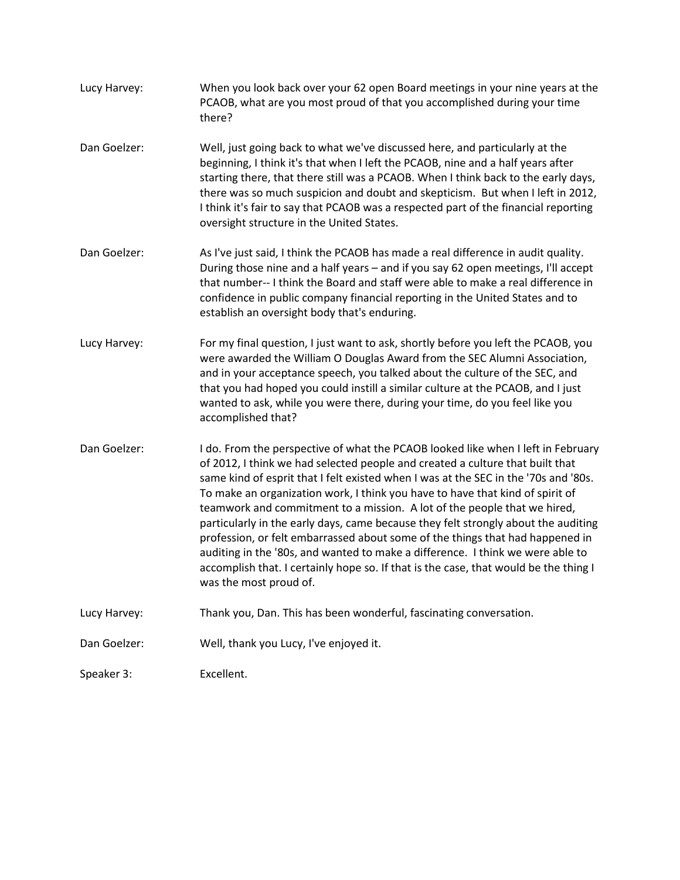Lucy Harvey: When you look back over your 62 open Board meetings in your nine years at the PCAOB, what are you most proud of that you accomplished during your time there?

Dan Goelzer: Well, just going back to what we've discussed here, and particularly at the beginning, I think it's that when I left the PCAOB, nine and a half years after starting there, that there still was a PCAOB. When I think back to the early days, there was so much suspicion and doubt and skepticism. But when I left in 2012, I think it's fair to say that PCAOB was a respected part of the financial reporting oversight structure in the United States.

Dan Goelzer: As I've just said, I think the PCAOB has made a real difference in audit quality. During those nine and a half years – and if you say 62 open meetings, I'll accept that number-- I think the Board and staff were able to make a real difference in confidence in public company financial reporting in the United States and to establish an oversight body that's enduring.

Lucy Harvey: For my final question, I just want to ask, shortly before you left the PCAOB, you were awarded the William O Douglas Award from the SEC Alumni Association, and in your acceptance speech, you talked about the culture of the SEC, and that you had hoped you could instill a similar culture at the PCAOB, and I just wanted to ask, while you were there, during your time, do you feel like you accomplished that?

Dan Goelzer: I do. From the perspective of what the PCAOB looked like when I left in February of 2012, I think we had selected people and created a culture that built that same kind of esprit that I felt existed when I was at the SEC in the '70s and '80s. To make an organization work, I think you have to have that kind of spirit of teamwork and commitment to a mission. A lot of the people that we hired, particularly in the early days, came because they felt strongly about the auditing profession, or felt embarrassed about some of the things that had happened in auditing in the '80s, and wanted to make a difference. I think we were able to accomplish that. I certainly hope so. If that is the case, that would be the thing I was the most proud of.

Lucy Harvey: Thank you, Dan. This has been wonderful, fascinating conversation.

Dan Goelzer: Well, thank you Lucy, I've enjoyed it.

Speaker 3: Excellent.